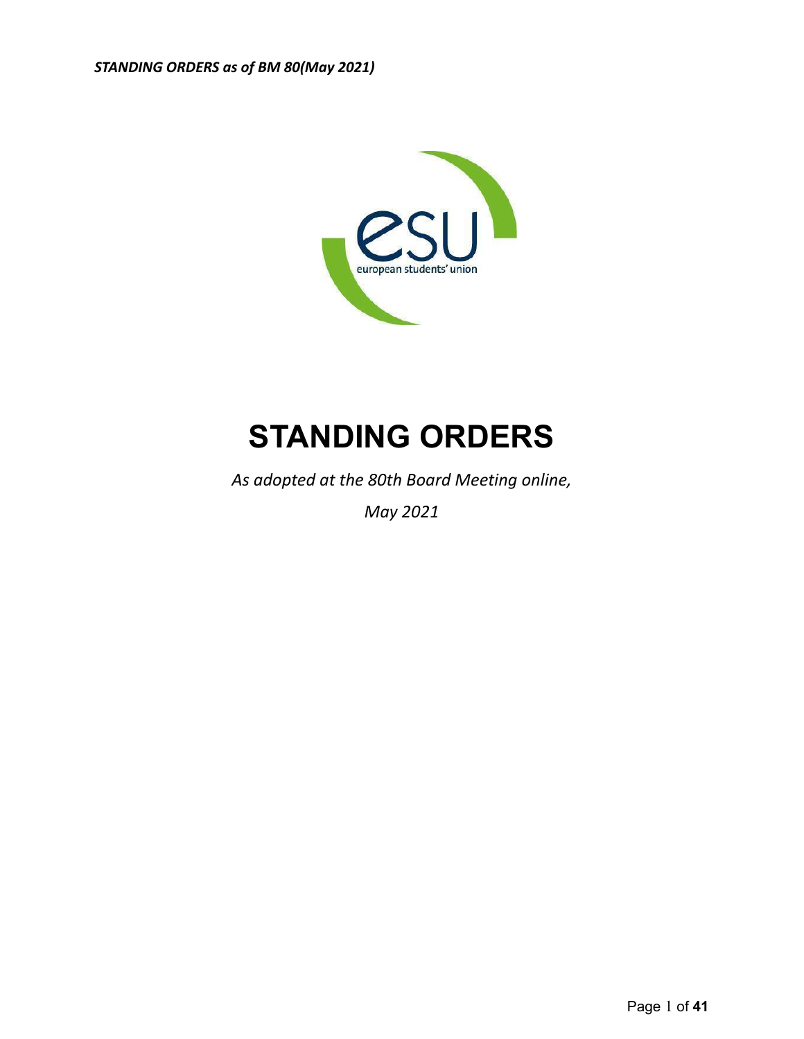# STANDING ORDERS

*As adopted at the 80th Board Meeting online,*

*May 2021*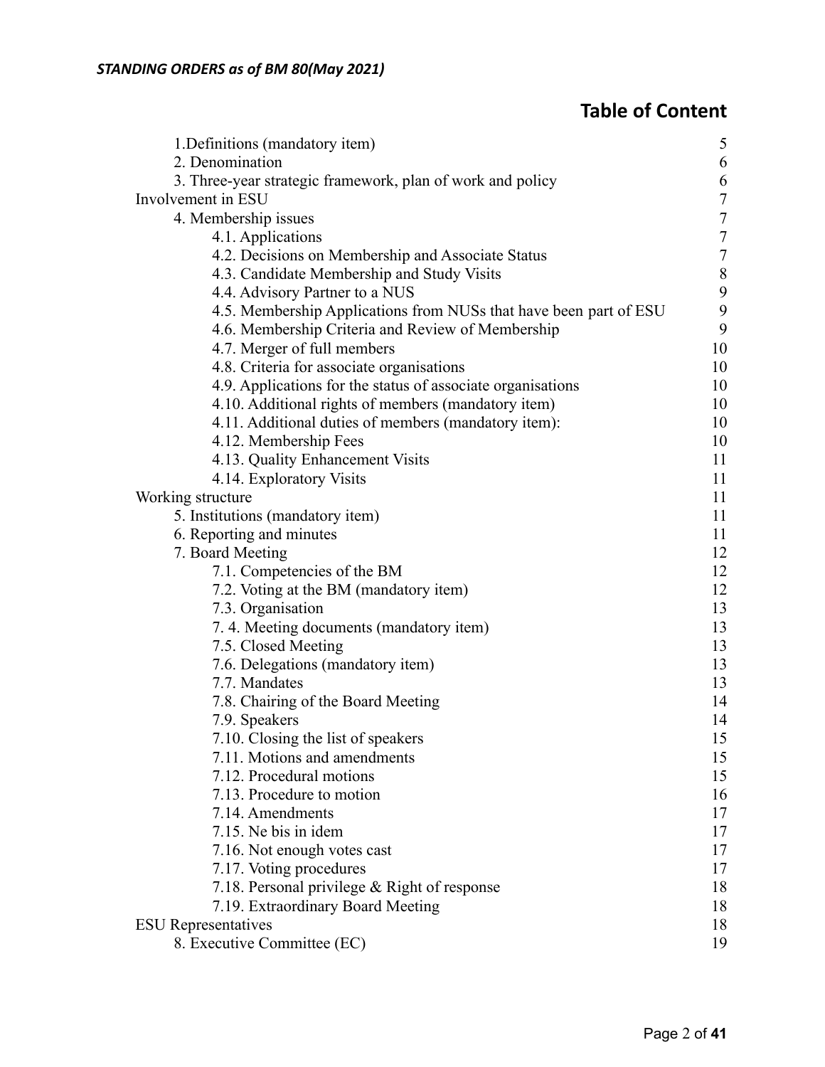*STANDING ORDERS as of BM 80(May 2021)*

## Table of Content

| | |
|---|---|
| 1.Definitions (mandatory item) | 5 |
| 2. Denomination | 6 |
| 3. Three-year strategic framework, plan of work and policy | 6 |
| Involvement in ESU | 7 |
| 4. Membership issues | 7 |
| 4.1. Applications | 7 |
| 4.2. Decisions on Membership and Associate Status | 7 |
| 4.3. Candidate Membership and Study Visits | 8 |
| 4.4. Advisory Partner to a NUS | 9 |
| 4.5. Membership Applications from NUSs that have been part of ESU | 9 |
| 4.6. Membership Criteria and Review of Membership | 9 |
| 4.7. Merger of full members | 10 |
| 4.8. Criteria for associate organisations | 10 |
| 4.9. Applications for the status of associate organisations | 10 |
| 4.10. Additional rights of members (mandatory item) | 10 |
| 4.11. Additional duties of members (mandatory item): | 10 |
| 4.12. Membership Fees | 10 |
| 4.13. Quality Enhancement Visits | 11 |
| 4.14. Exploratory Visits | 11 |
| Working structure | 11 |
| 5. Institutions (mandatory item) | 11 |
| 6. Reporting and minutes | 11 |
| 7. Board Meeting | 12 |
| 7.1. Competencies of the BM | 12 |
| 7.2. Voting at the BM (mandatory item) | 12 |
| 7.3. Organisation | 13 |
| 7. 4. Meeting documents (mandatory item) | 13 |
| 7.5. Closed Meeting | 13 |
| 7.6. Delegations (mandatory item) | 13 |
| 7.7. Mandates | 13 |
| 7.8. Chairing of the Board Meeting | 14 |
| 7.9. Speakers | 14 |
| 7.10. Closing the list of speakers | 15 |
| 7.11. Motions and amendments | 15 |
| 7.12. Procedural motions | 15 |
| 7.13. Procedure to motion | 16 |
| 7.14. Amendments | 17 |
| 7.15. Ne bis in idem | 17 |
| 7.16. Not enough votes cast | 17 |
| 7.17. Voting procedures | 17 |
| 7.18. Personal privilege & Right of response | 18 |
| 7.19. Extraordinary Board Meeting | 18 |
| ESU Representatives | 18 |
| 8. Executive Committee (EC) | 19 |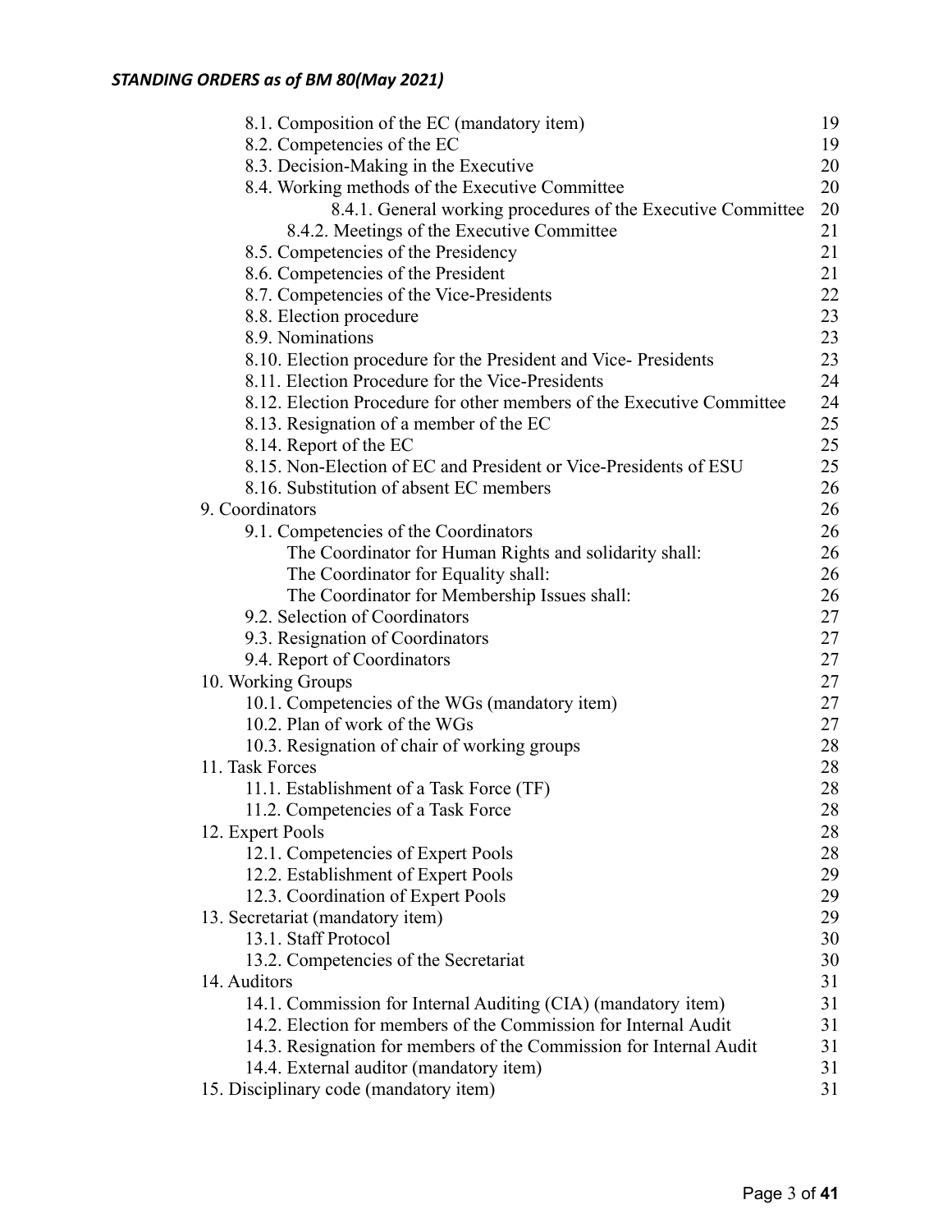8.1. Composition of the EC (mandatory item) 19
8.2. Competencies of the EC 19
8.3. Decision-Making in the Executive 20
8.4. Working methods of the Executive Committee 20
8.4.1. General working procedures of the Executive Committee 20
8.4.2. Meetings of the Executive Committee 21
8.5. Competencies of the Presidency 21
8.6. Competencies of the President 21
8.7. Competencies of the Vice-Presidents 22
8.8. Election procedure 23
8.9. Nominations 23
8.10. Election procedure for the President and Vice- Presidents 23
8.11. Election Procedure for the Vice-Presidents 24
8.12. Election Procedure for other members of the Executive Committee 24
8.13. Resignation of a member of the EC 25
8.14. Report of the EC 25
8.15. Non-Election of EC and President or Vice-Presidents of ESU 25
8.16. Substitution of absent EC members 26
9. Coordinators 26
9.1. Competencies of the Coordinators 26
The Coordinator for Human Rights and solidarity shall: 26
The Coordinator for Equality shall: 26
The Coordinator for Membership Issues shall: 26
9.2. Selection of Coordinators 27
9.3. Resignation of Coordinators 27
9.4. Report of Coordinators 27
10. Working Groups 27
10.1. Competencies of the WGs (mandatory item) 27
10.2. Plan of work of the WGs 27
10.3. Resignation of chair of working groups 28
11. Task Forces 28
11.1. Establishment of a Task Force (TF) 28
11.2. Competencies of a Task Force 28
12. Expert Pools 28
12.1. Competencies of Expert Pools 28
12.2. Establishment of Expert Pools 29
12.3. Coordination of Expert Pools 29
13. Secretariat (mandatory item) 29
13.1. Staff Protocol 30
13.2. Competencies of the Secretariat 30
14. Auditors 31
14.1. Commission for Internal Auditing (CIA) (mandatory item) 31
14.2. Election for members of the Commission for Internal Audit 31
14.3. Resignation for members of the Commission for Internal Audit 31
14.4. External auditor (mandatory item) 31
15. Disciplinary code (mandatory item) 31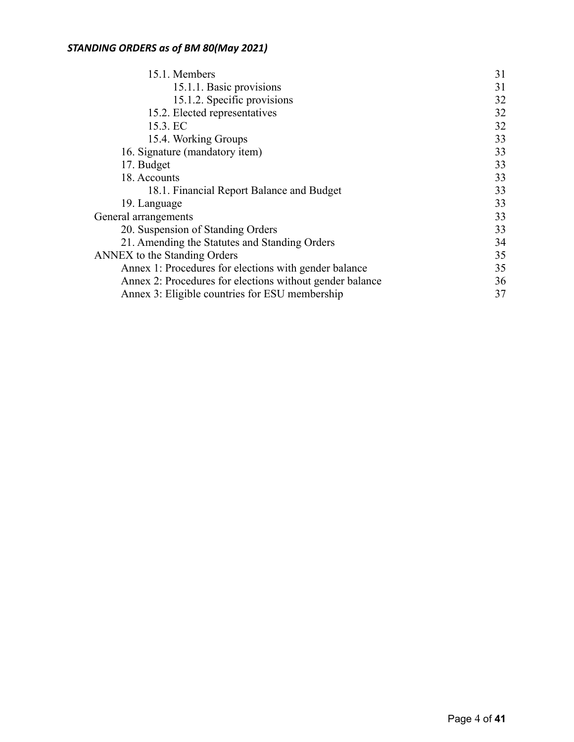| | |
|---|---|
| 15.1. Members | 31 |
| 15.1.1. Basic provisions | 31 |
| 15.1.2. Specific provisions | 32 |
| 15.2. Elected representatives | 32 |
| 15.3. EC | 32 |
| 15.4. Working Groups | 33 |
| 16. Signature (mandatory item) | 33 |
| 17. Budget | 33 |
| 18. Accounts | 33 |
| 18.1. Financial Report Balance and Budget | 33 |
| 19. Language | 33 |
| General arrangements | 33 |
| 20. Suspension of Standing Orders | 33 |
| 21. Amending the Statutes and Standing Orders | 34 |
| ANNEX to the Standing Orders | 35 |
| Annex 1: Procedures for elections with gender balance | 35 |
| Annex 2: Procedures for elections without gender balance | 36 |
| Annex 3: Eligible countries for ESU membership | 37 |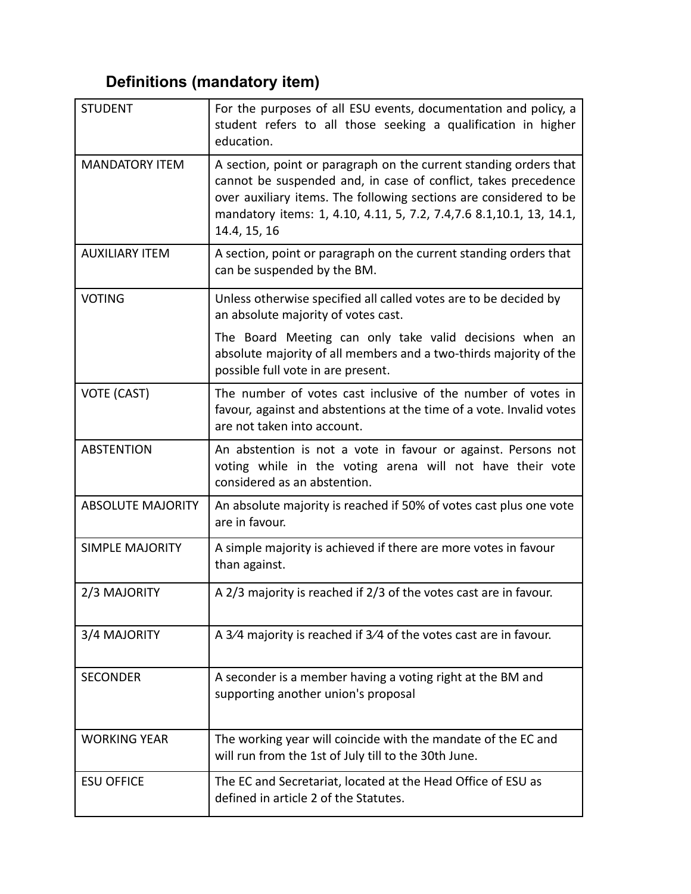## Definitions (mandatory item)

| | |
|---|---|
| STUDENT | For the purposes of all ESU events, documentation and policy, a student refers to all those seeking a qualification in higher education. |
| MANDATORY ITEM | A section, point or paragraph on the current standing orders that cannot be suspended and, in case of conflict, takes precedence over auxiliary items. The following sections are considered to be mandatory items: 1, 4.10, 4.11, 5, 7.2, 7.4,7.6 8.1,10.1, 13, 14.1, 14.4, 15, 16 |
| AUXILIARY ITEM | A section, point or paragraph on the current standing orders that can be suspended by the BM. |
| VOTING | Unless otherwise specified all called votes are to be decided by an absolute majority of votes cast.<br><br>The Board Meeting can only take valid decisions when an absolute majority of all members and a two-thirds majority of the possible full vote in are present. |
| VOTE (CAST) | The number of votes cast inclusive of the number of votes in favour, against and abstentions at the time of a vote. Invalid votes are not taken into account. |
| ABSTENTION | An abstention is not a vote in favour or against. Persons not voting while in the voting arena will not have their vote considered as an abstention. |
| ABSOLUTE MAJORITY | An absolute majority is reached if 50% of votes cast plus one vote are in favour. |
| SIMPLE MAJORITY | A simple majority is achieved if there are more votes in favour than against. |
| 2/3 MAJORITY | A 2/3 majority is reached if 2/3 of the votes cast are in favour. |
| 3/4 MAJORITY | A 3⁄4 majority is reached if 3⁄4 of the votes cast are in favour. |
| SECONDER | A seconder is a member having a voting right at the BM and supporting another union's proposal |
| WORKING YEAR | The working year will coincide with the mandate of the EC and will run from the 1st of July till to the 30th June. |
| ESU OFFICE | The EC and Secretariat, located at the Head Office of ESU as defined in article 2 of the Statutes. |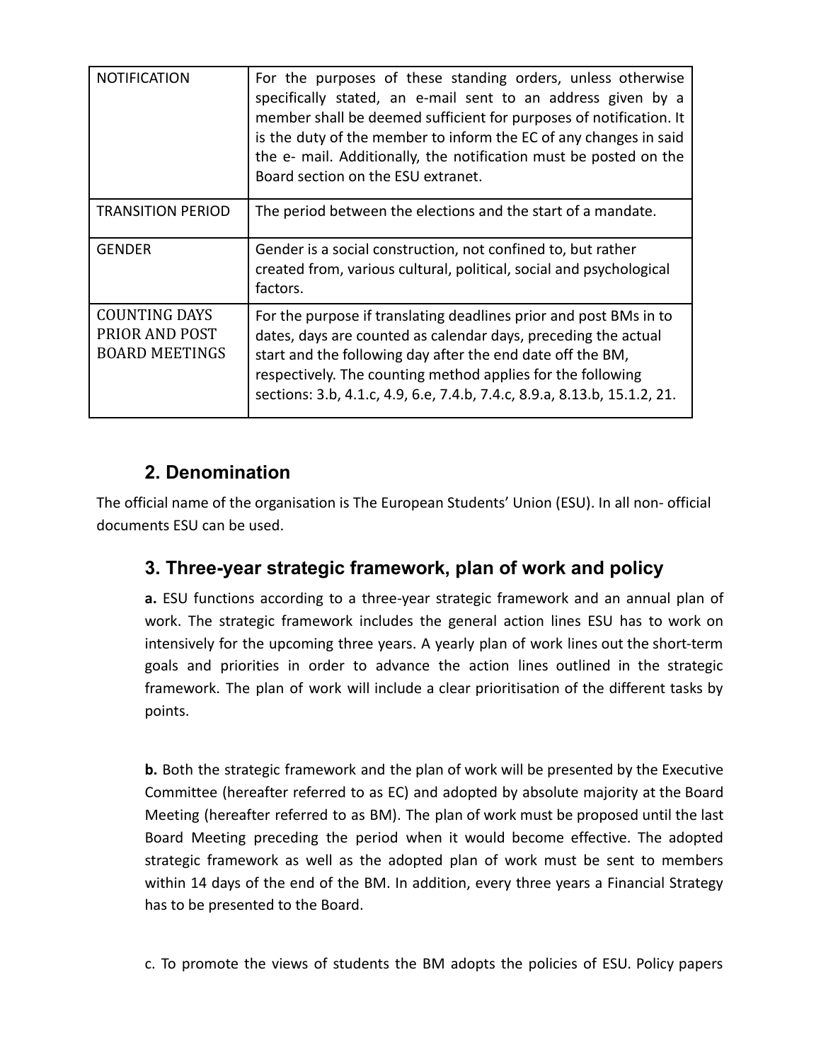| | |
|---|---|
| NOTIFICATION | For the purposes of these standing orders, unless otherwise specifically stated, an e-mail sent to an address given by a member shall be deemed sufficient for purposes of notification. It is the duty of the member to inform the EC of any changes in said the e- mail. Additionally, the notification must be posted on the Board section on the ESU extranet. |
| TRANSITION PERIOD | The period between the elections and the start of a mandate. |
| GENDER | Gender is a social construction, not confined to, but rather created from, various cultural, political, social and psychological factors. |
| COUNTING DAYS PRIOR AND POST BOARD MEETINGS | For the purpose if translating deadlines prior and post BMs in to dates, days are counted as calendar days, preceding the actual start and the following day after the end date off the BM, respectively. The counting method applies for the following sections: 3.b, 4.1.c, 4.9, 6.e, 7.4.b, 7.4.c, 8.9.a, 8.13.b, 15.1.2, 21. |

## 2. Denomination

The official name of the organisation is The European Students' Union (ESU). In all non- official documents ESU can be used.

## 3. Three-year strategic framework, plan of work and policy

**a.** ESU functions according to a three-year strategic framework and an annual plan of work. The strategic framework includes the general action lines ESU has to work on intensively for the upcoming three years. A yearly plan of work lines out the short-term goals and priorities in order to advance the action lines outlined in the strategic framework. The plan of work will include a clear prioritisation of the different tasks by points.

**b.** Both the strategic framework and the plan of work will be presented by the Executive Committee (hereafter referred to as EC) and adopted by absolute majority at the Board Meeting (hereafter referred to as BM). The plan of work must be proposed until the last Board Meeting preceding the period when it would become effective. The adopted strategic framework as well as the adopted plan of work must be sent to members within 14 days of the end of the BM. In addition, every three years a Financial Strategy has to be presented to the Board.

c. To promote the views of students the BM adopts the policies of ESU. Policy papers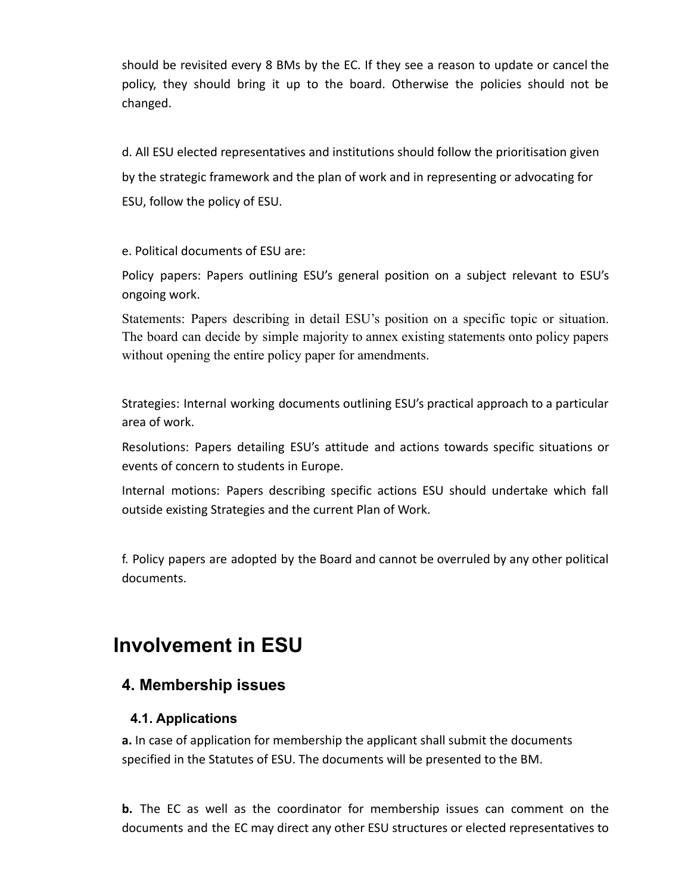should be revisited every 8 BMs by the EC. If they see a reason to update or cancel the policy, they should bring it up to the board. Otherwise the policies should not be changed.

d. All ESU elected representatives and institutions should follow the prioritisation given by the strategic framework and the plan of work and in representing or advocating for ESU, follow the policy of ESU.

e. Political documents of ESU are:

Policy papers: Papers outlining ESU's general position on a subject relevant to ESU's ongoing work.

Statements: Papers describing in detail ESU's position on a specific topic or situation. The board can decide by simple majority to annex existing statements onto policy papers without opening the entire policy paper for amendments.

Strategies: Internal working documents outlining ESU's practical approach to a particular area of work.

Resolutions: Papers detailing ESU's attitude and actions towards specific situations or events of concern to students in Europe.

Internal motions: Papers describing specific actions ESU should undertake which fall outside existing Strategies and the current Plan of Work.

f. Policy papers are adopted by the Board and cannot be overruled by any other political documents.

# Involvement in ESU

## 4. Membership issues

### 4.1. Applications

**a.** In case of application for membership the applicant shall submit the documents specified in the Statutes of ESU. The documents will be presented to the BM.

**b.** The EC as well as the coordinator for membership issues can comment on the documents and the EC may direct any other ESU structures or elected representatives to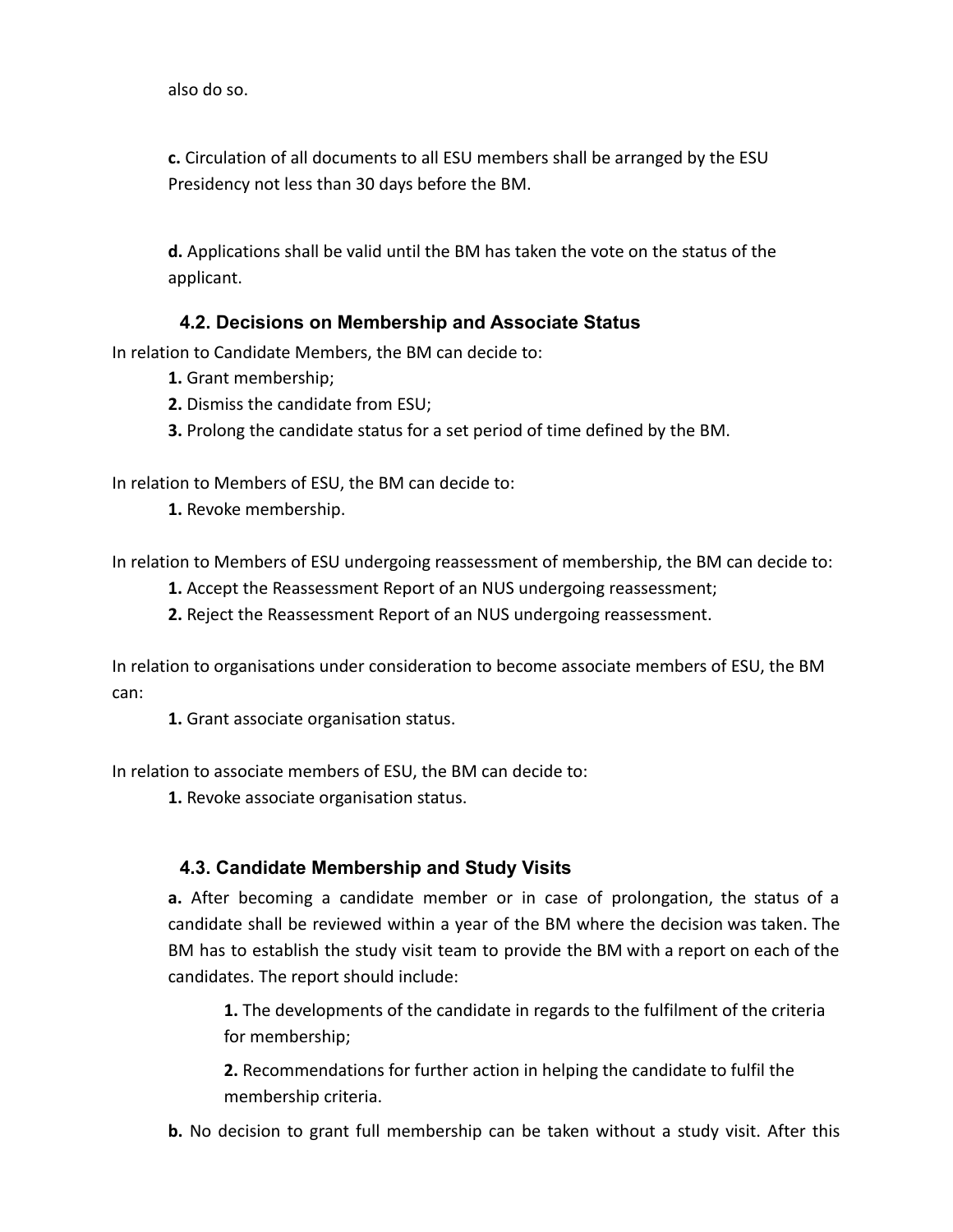also do so.

**c.** Circulation of all documents to all ESU members shall be arranged by the ESU Presidency not less than 30 days before the BM.

**d.** Applications shall be valid until the BM has taken the vote on the status of the applicant.

### 4.2. Decisions on Membership and Associate Status

In relation to Candidate Members, the BM can decide to:

**1.** Grant membership;
**2.** Dismiss the candidate from ESU;
**3.** Prolong the candidate status for a set period of time defined by the BM.

In relation to Members of ESU, the BM can decide to:

**1.** Revoke membership.

In relation to Members of ESU undergoing reassessment of membership, the BM can decide to:

**1.** Accept the Reassessment Report of an NUS undergoing reassessment;
**2.** Reject the Reassessment Report of an NUS undergoing reassessment.

In relation to organisations under consideration to become associate members of ESU, the BM can:

**1.** Grant associate organisation status.

In relation to associate members of ESU, the BM can decide to:

**1.** Revoke associate organisation status.

### 4.3. Candidate Membership and Study Visits

**a.** After becoming a candidate member or in case of prolongation, the status of a candidate shall be reviewed within a year of the BM where the decision was taken. The BM has to establish the study visit team to provide the BM with a report on each of the candidates. The report should include:

**1.** The developments of the candidate in regards to the fulfilment of the criteria for membership;

**2.** Recommendations for further action in helping the candidate to fulfil the membership criteria.

**b.** No decision to grant full membership can be taken without a study visit. After this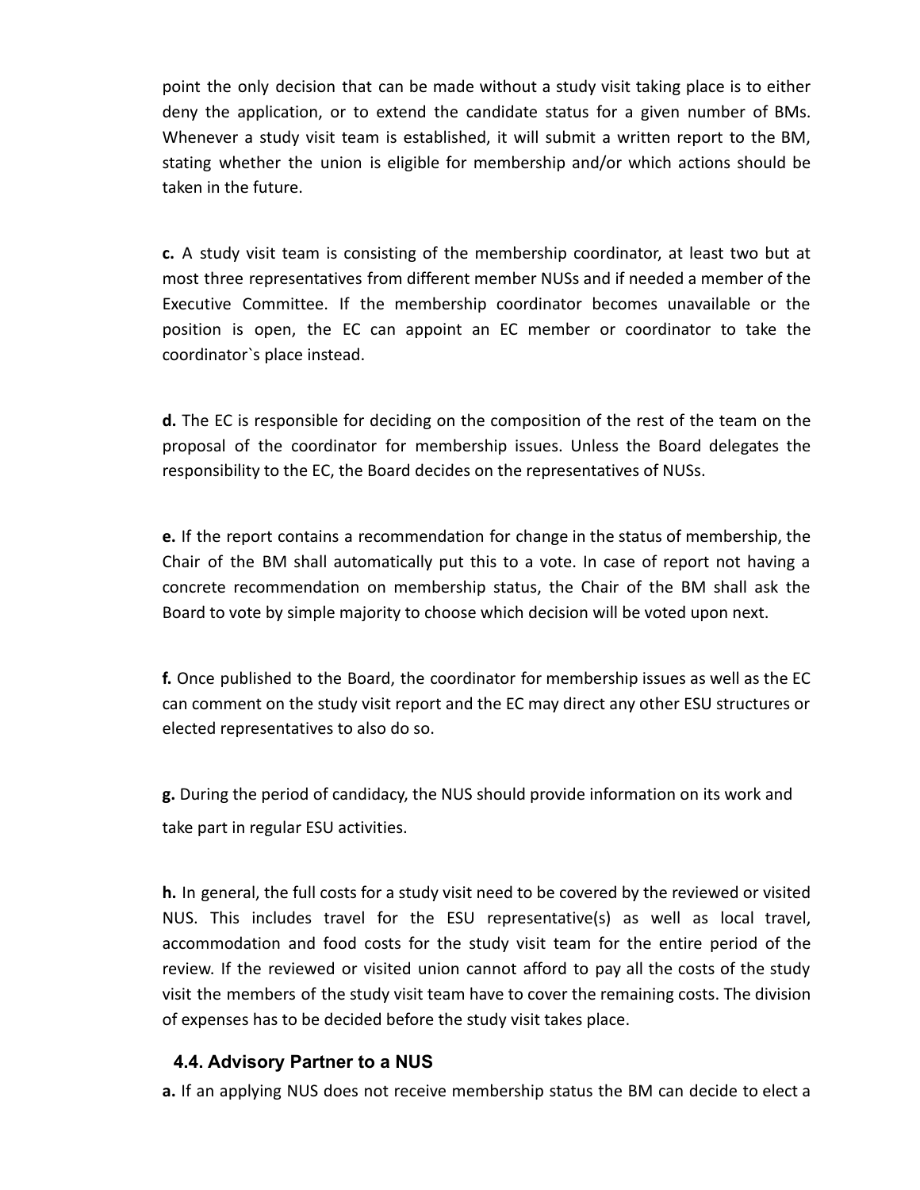point the only decision that can be made without a study visit taking place is to either deny the application, or to extend the candidate status for a given number of BMs. Whenever a study visit team is established, it will submit a written report to the BM, stating whether the union is eligible for membership and/or which actions should be taken in the future.

**c.** A study visit team is consisting of the membership coordinator, at least two but at most three representatives from different member NUSs and if needed a member of the Executive Committee. If the membership coordinator becomes unavailable or the position is open, the EC can appoint an EC member or coordinator to take the coordinator`s place instead.

**d.** The EC is responsible for deciding on the composition of the rest of the team on the proposal of the coordinator for membership issues. Unless the Board delegates the responsibility to the EC, the Board decides on the representatives of NUSs.

**e.** If the report contains a recommendation for change in the status of membership, the Chair of the BM shall automatically put this to a vote. In case of report not having a concrete recommendation on membership status, the Chair of the BM shall ask the Board to vote by simple majority to choose which decision will be voted upon next.

**f.** Once published to the Board, the coordinator for membership issues as well as the EC can comment on the study visit report and the EC may direct any other ESU structures or elected representatives to also do so.

**g.** During the period of candidacy, the NUS should provide information on its work and take part in regular ESU activities.

**h.** In general, the full costs for a study visit need to be covered by the reviewed or visited NUS. This includes travel for the ESU representative(s) as well as local travel, accommodation and food costs for the study visit team for the entire period of the review. If the reviewed or visited union cannot afford to pay all the costs of the study visit the members of the study visit team have to cover the remaining costs. The division of expenses has to be decided before the study visit takes place.

### 4.4. Advisory Partner to a NUS

**a.** If an applying NUS does not receive membership status the BM can decide to elect a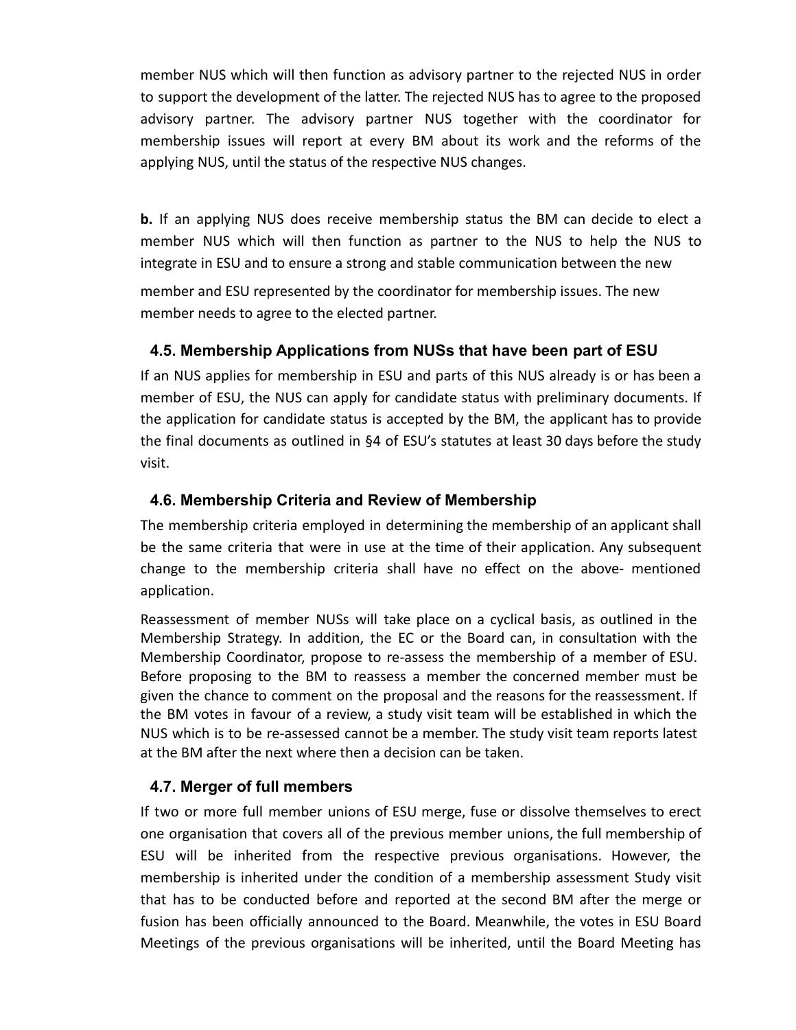member NUS which will then function as advisory partner to the rejected NUS in order to support the development of the latter. The rejected NUS has to agree to the proposed advisory partner. The advisory partner NUS together with the coordinator for membership issues will report at every BM about its work and the reforms of the applying NUS, until the status of the respective NUS changes.

**b.** If an applying NUS does receive membership status the BM can decide to elect a member NUS which will then function as partner to the NUS to help the NUS to integrate in ESU and to ensure a strong and stable communication between the new member and ESU represented by the coordinator for membership issues. The new member needs to agree to the elected partner.

### 4.5. Membership Applications from NUSs that have been part of ESU

If an NUS applies for membership in ESU and parts of this NUS already is or has been a member of ESU, the NUS can apply for candidate status with preliminary documents. If the application for candidate status is accepted by the BM, the applicant has to provide the final documents as outlined in §4 of ESU's statutes at least 30 days before the study visit.

### 4.6. Membership Criteria and Review of Membership

The membership criteria employed in determining the membership of an applicant shall be the same criteria that were in use at the time of their application. Any subsequent change to the membership criteria shall have no effect on the above- mentioned application.

Reassessment of member NUSs will take place on a cyclical basis, as outlined in the Membership Strategy. In addition, the EC or the Board can, in consultation with the Membership Coordinator, propose to re-assess the membership of a member of ESU. Before proposing to the BM to reassess a member the concerned member must be given the chance to comment on the proposal and the reasons for the reassessment. If the BM votes in favour of a review, a study visit team will be established in which the NUS which is to be re-assessed cannot be a member. The study visit team reports latest at the BM after the next where then a decision can be taken.

### 4.7. Merger of full members

If two or more full member unions of ESU merge, fuse or dissolve themselves to erect one organisation that covers all of the previous member unions, the full membership of ESU will be inherited from the respective previous organisations. However, the membership is inherited under the condition of a membership assessment Study visit that has to be conducted before and reported at the second BM after the merge or fusion has been officially announced to the Board. Meanwhile, the votes in ESU Board Meetings of the previous organisations will be inherited, until the Board Meeting has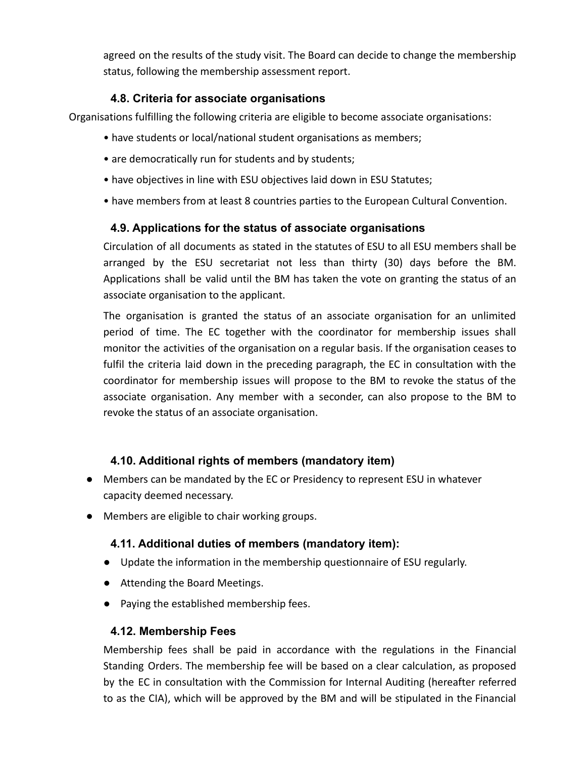agreed on the results of the study visit. The Board can decide to change the membership status, following the membership assessment report.

### 4.8. Criteria for associate organisations

Organisations fulfilling the following criteria are eligible to become associate organisations:

- have students or local/national student organisations as members;
- are democratically run for students and by students;
- have objectives in line with ESU objectives laid down in ESU Statutes;
- have members from at least 8 countries parties to the European Cultural Convention.

### 4.9. Applications for the status of associate organisations

Circulation of all documents as stated in the statutes of ESU to all ESU members shall be arranged by the ESU secretariat not less than thirty (30) days before the BM. Applications shall be valid until the BM has taken the vote on granting the status of an associate organisation to the applicant.

The organisation is granted the status of an associate organisation for an unlimited period of time. The EC together with the coordinator for membership issues shall monitor the activities of the organisation on a regular basis. If the organisation ceases to fulfil the criteria laid down in the preceding paragraph, the EC in consultation with the coordinator for membership issues will propose to the BM to revoke the status of the associate organisation. Any member with a seconder, can also propose to the BM to revoke the status of an associate organisation.

### 4.10. Additional rights of members (mandatory item)

- Members can be mandated by the EC or Presidency to represent ESU in whatever capacity deemed necessary.
- Members are eligible to chair working groups.

### 4.11. Additional duties of members (mandatory item):

- Update the information in the membership questionnaire of ESU regularly.
- Attending the Board Meetings.
- Paying the established membership fees.

### 4.12. Membership Fees

Membership fees shall be paid in accordance with the regulations in the Financial Standing Orders. The membership fee will be based on a clear calculation, as proposed by the EC in consultation with the Commission for Internal Auditing (hereafter referred to as the CIA), which will be approved by the BM and will be stipulated in the Financial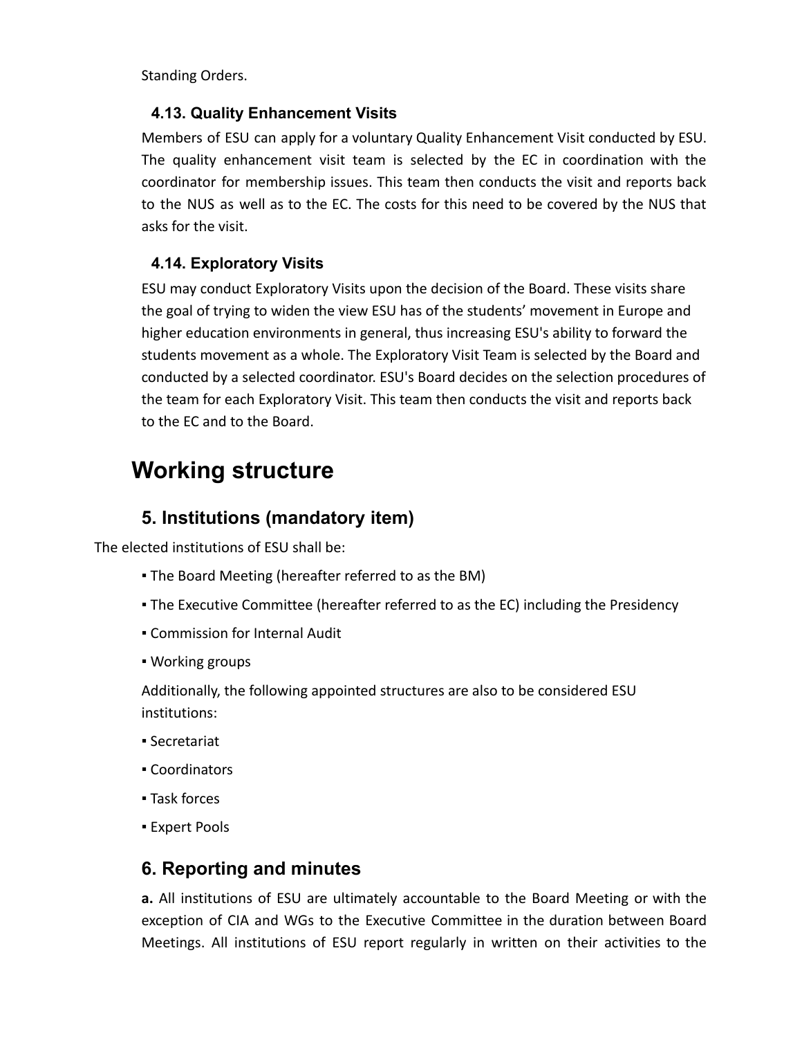Standing Orders.

### 4.13. Quality Enhancement Visits

Members of ESU can apply for a voluntary Quality Enhancement Visit conducted by ESU. The quality enhancement visit team is selected by the EC in coordination with the coordinator for membership issues. This team then conducts the visit and reports back to the NUS as well as to the EC. The costs for this need to be covered by the NUS that asks for the visit.

### 4.14. Exploratory Visits

ESU may conduct Exploratory Visits upon the decision of the Board. These visits share the goal of trying to widen the view ESU has of the students' movement in Europe and higher education environments in general, thus increasing ESU's ability to forward the students movement as a whole. The Exploratory Visit Team is selected by the Board and conducted by a selected coordinator. ESU's Board decides on the selection procedures of the team for each Exploratory Visit. This team then conducts the visit and reports back to the EC and to the Board.

# Working structure

## 5. Institutions (mandatory item)

The elected institutions of ESU shall be:

- The Board Meeting (hereafter referred to as the BM)
- The Executive Committee (hereafter referred to as the EC) including the Presidency
- Commission for Internal Audit
- Working groups

Additionally, the following appointed structures are also to be considered ESU institutions:

- Secretariat
- Coordinators
- Task forces
- Expert Pools

## 6. Reporting and minutes

**a.** All institutions of ESU are ultimately accountable to the Board Meeting or with the exception of CIA and WGs to the Executive Committee in the duration between Board Meetings. All institutions of ESU report regularly in written on their activities to the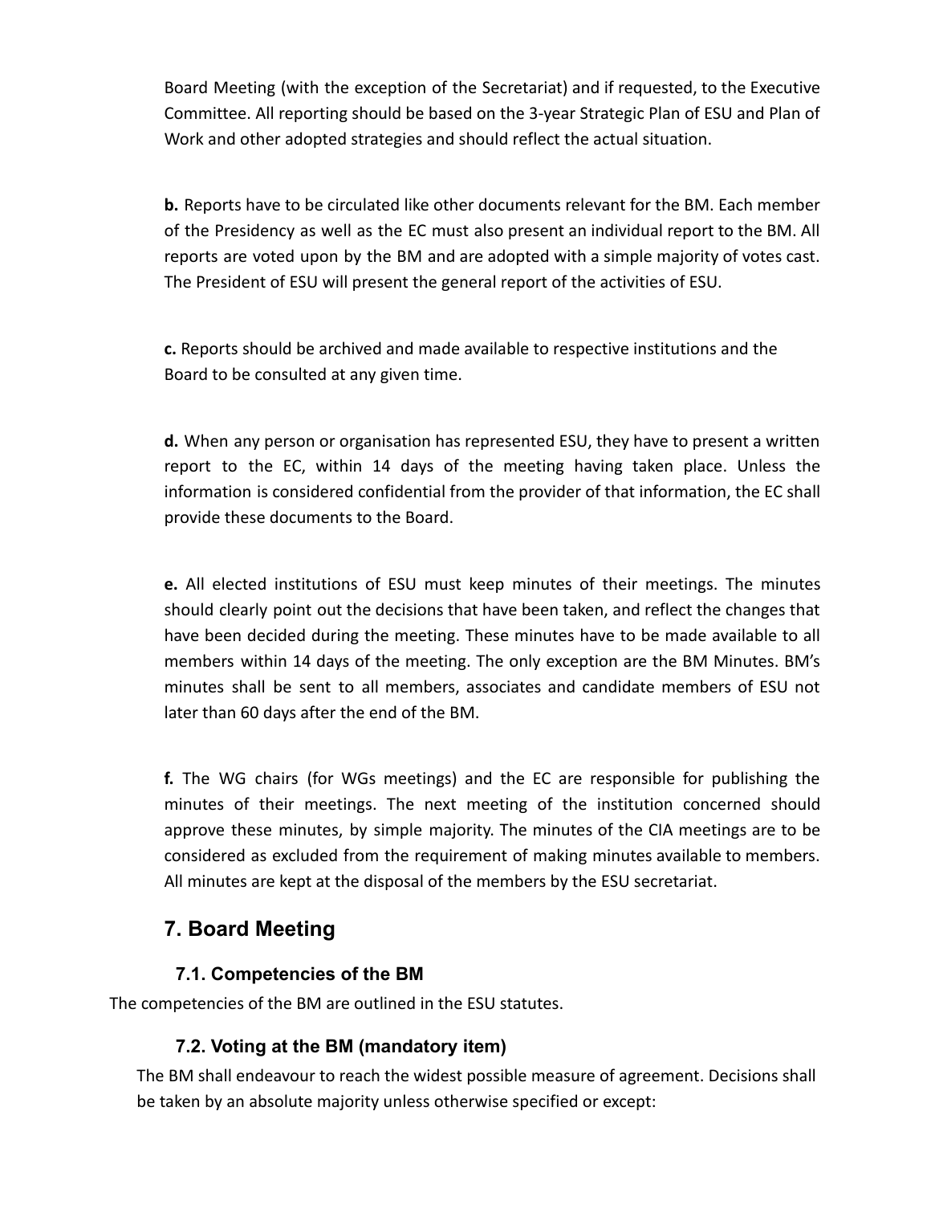Board Meeting (with the exception of the Secretariat) and if requested, to the Executive Committee. All reporting should be based on the 3-year Strategic Plan of ESU and Plan of Work and other adopted strategies and should reflect the actual situation.

**b.** Reports have to be circulated like other documents relevant for the BM. Each member of the Presidency as well as the EC must also present an individual report to the BM. All reports are voted upon by the BM and are adopted with a simple majority of votes cast. The President of ESU will present the general report of the activities of ESU.

**c.** Reports should be archived and made available to respective institutions and the Board to be consulted at any given time.

**d.** When any person or organisation has represented ESU, they have to present a written report to the EC, within 14 days of the meeting having taken place. Unless the information is considered confidential from the provider of that information, the EC shall provide these documents to the Board.

**e.** All elected institutions of ESU must keep minutes of their meetings. The minutes should clearly point out the decisions that have been taken, and reflect the changes that have been decided during the meeting. These minutes have to be made available to all members within 14 days of the meeting. The only exception are the BM Minutes. BM's minutes shall be sent to all members, associates and candidate members of ESU not later than 60 days after the end of the BM.

**f.** The WG chairs (for WGs meetings) and the EC are responsible for publishing the minutes of their meetings. The next meeting of the institution concerned should approve these minutes, by simple majority. The minutes of the CIA meetings are to be considered as excluded from the requirement of making minutes available to members. All minutes are kept at the disposal of the members by the ESU secretariat.

## 7. Board Meeting

### 7.1. Competencies of the BM

The competencies of the BM are outlined in the ESU statutes.

### 7.2. Voting at the BM (mandatory item)

The BM shall endeavour to reach the widest possible measure of agreement. Decisions shall be taken by an absolute majority unless otherwise specified or except: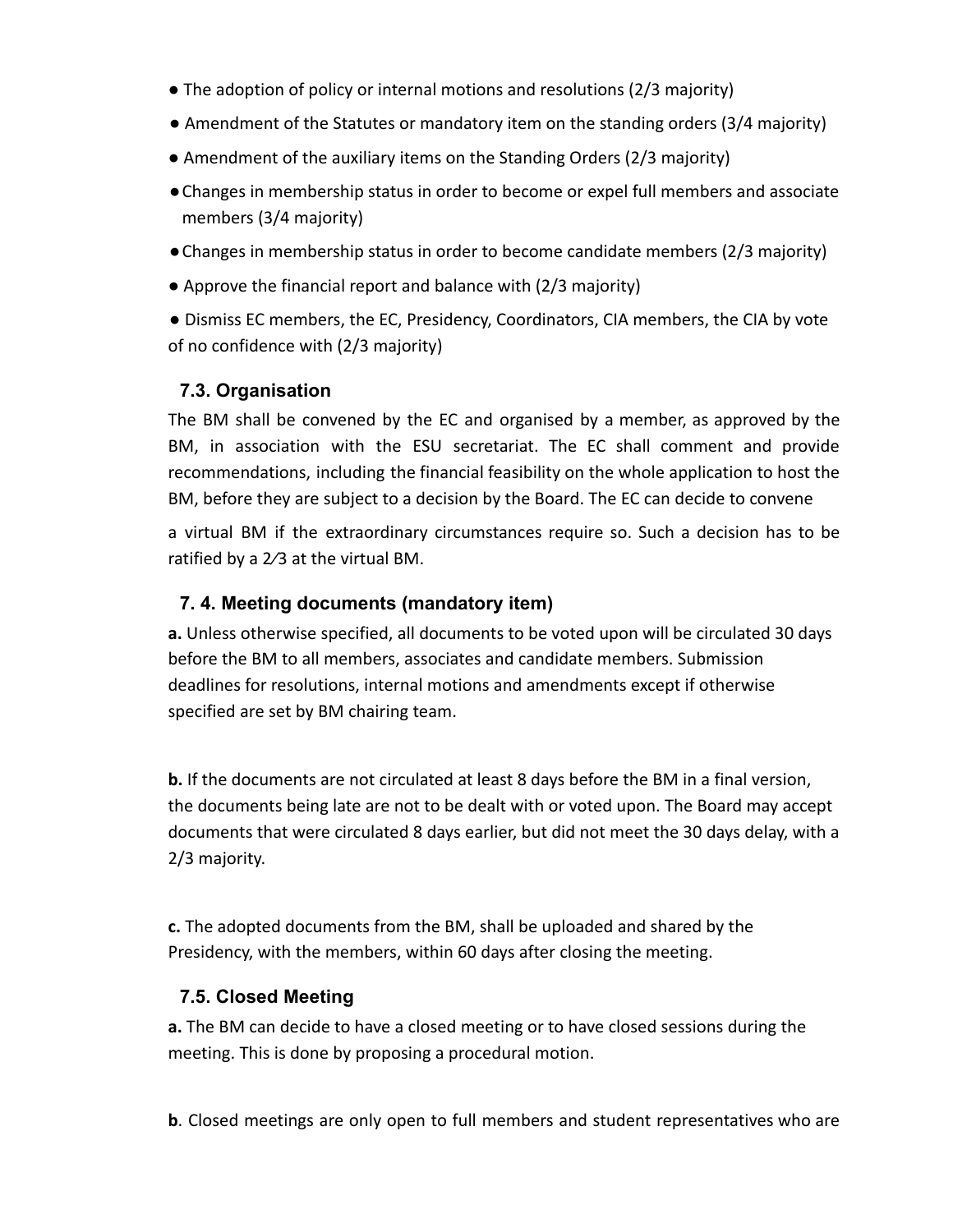- The adoption of policy or internal motions and resolutions (2/3 majority)
- Amendment of the Statutes or mandatory item on the standing orders (3/4 majority)
- Amendment of the auxiliary items on the Standing Orders (2/3 majority)
- Changes in membership status in order to become or expel full members and associate members (3/4 majority)
- Changes in membership status in order to become candidate members (2/3 majority)
- Approve the financial report and balance with (2/3 majority)
- Dismiss EC members, the EC, Presidency, Coordinators, CIA members, the CIA by vote of no confidence with (2/3 majority)

### 7.3. Organisation

The BM shall be convened by the EC and organised by a member, as approved by the BM, in association with the ESU secretariat. The EC shall comment and provide recommendations, including the financial feasibility on the whole application to host the BM, before they are subject to a decision by the Board. The EC can decide to convene a virtual BM if the extraordinary circumstances require so. Such a decision has to be ratified by a 2⁄3 at the virtual BM.

### 7. 4. Meeting documents (mandatory item)

**a.** Unless otherwise specified, all documents to be voted upon will be circulated 30 days before the BM to all members, associates and candidate members. Submission deadlines for resolutions, internal motions and amendments except if otherwise specified are set by BM chairing team.

**b.** If the documents are not circulated at least 8 days before the BM in a final version, the documents being late are not to be dealt with or voted upon. The Board may accept documents that were circulated 8 days earlier, but did not meet the 30 days delay, with a 2/3 majority.

**c.** The adopted documents from the BM, shall be uploaded and shared by the Presidency, with the members, within 60 days after closing the meeting.

### 7.5. Closed Meeting

**a.** The BM can decide to have a closed meeting or to have closed sessions during the meeting. This is done by proposing a procedural motion.

**b**. Closed meetings are only open to full members and student representatives who are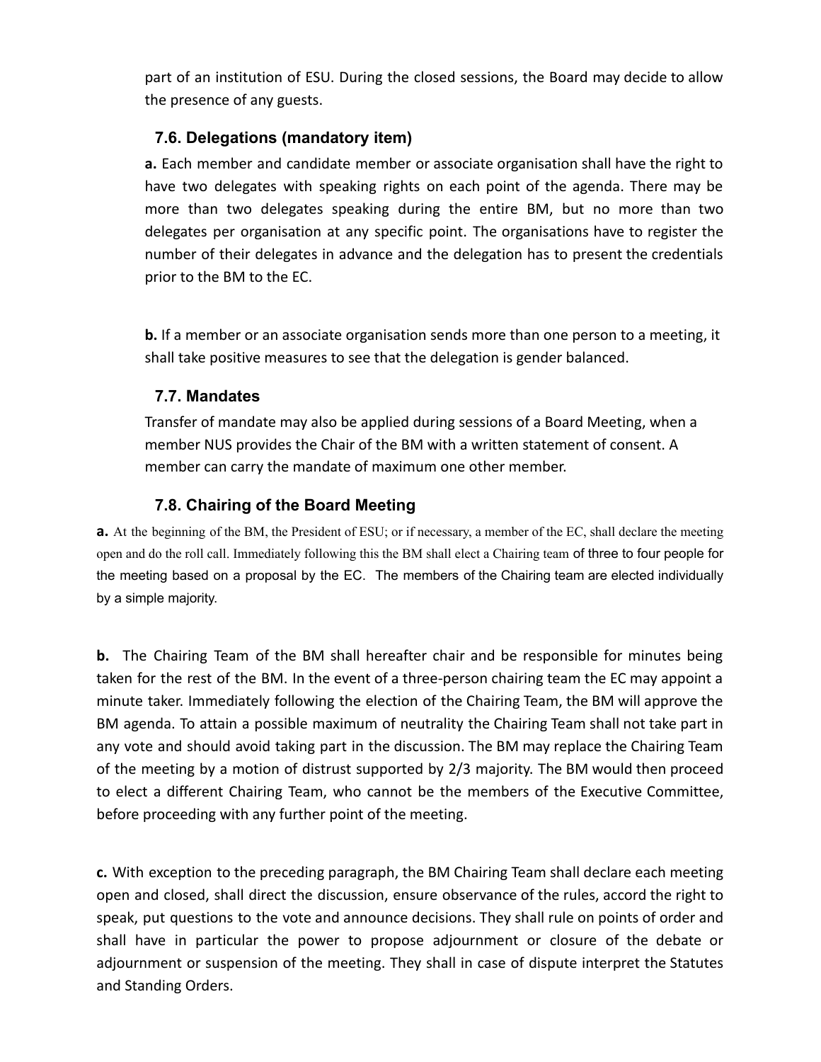part of an institution of ESU. During the closed sessions, the Board may decide to allow the presence of any guests.

### 7.6. Delegations (mandatory item)

**a.** Each member and candidate member or associate organisation shall have the right to have two delegates with speaking rights on each point of the agenda. There may be more than two delegates speaking during the entire BM, but no more than two delegates per organisation at any specific point. The organisations have to register the number of their delegates in advance and the delegation has to present the credentials prior to the BM to the EC.

**b.** If a member or an associate organisation sends more than one person to a meeting, it shall take positive measures to see that the delegation is gender balanced.

### 7.7. Mandates

Transfer of mandate may also be applied during sessions of a Board Meeting, when a member NUS provides the Chair of the BM with a written statement of consent. A member can carry the mandate of maximum one other member.

### 7.8. Chairing of the Board Meeting

**a.** At the beginning of the BM, the President of ESU; or if necessary, a member of the EC, shall declare the meeting open and do the roll call. Immediately following this the BM shall elect a Chairing team of three to four people for the meeting based on a proposal by the EC. The members of the Chairing team are elected individually by a simple majority.

**b.** The Chairing Team of the BM shall hereafter chair and be responsible for minutes being taken for the rest of the BM. In the event of a three-person chairing team the EC may appoint a minute taker. Immediately following the election of the Chairing Team, the BM will approve the BM agenda. To attain a possible maximum of neutrality the Chairing Team shall not take part in any vote and should avoid taking part in the discussion. The BM may replace the Chairing Team of the meeting by a motion of distrust supported by 2/3 majority. The BM would then proceed to elect a different Chairing Team, who cannot be the members of the Executive Committee, before proceeding with any further point of the meeting.

**c.** With exception to the preceding paragraph, the BM Chairing Team shall declare each meeting open and closed, shall direct the discussion, ensure observance of the rules, accord the right to speak, put questions to the vote and announce decisions. They shall rule on points of order and shall have in particular the power to propose adjournment or closure of the debate or adjournment or suspension of the meeting. They shall in case of dispute interpret the Statutes and Standing Orders.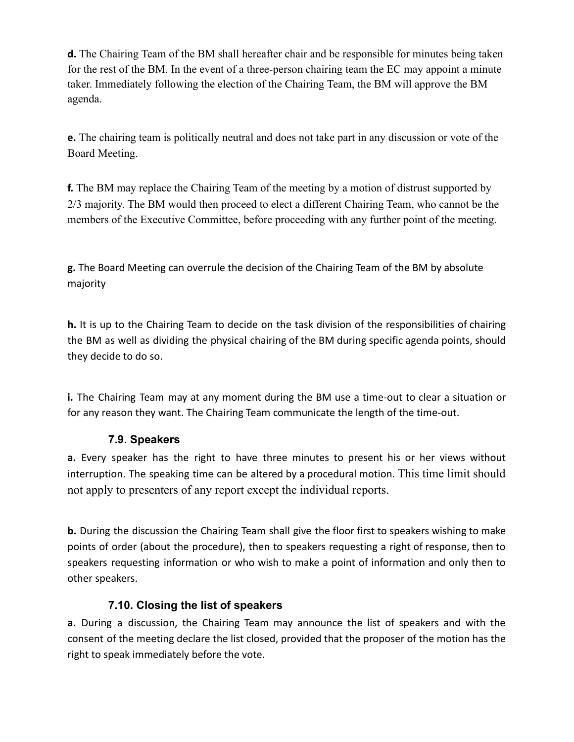**d.** The Chairing Team of the BM shall hereafter chair and be responsible for minutes being taken for the rest of the BM. In the event of a three-person chairing team the EC may appoint a minute taker. Immediately following the election of the Chairing Team, the BM will approve the BM agenda.

**e.** The chairing team is politically neutral and does not take part in any discussion or vote of the Board Meeting.

**f.** The BM may replace the Chairing Team of the meeting by a motion of distrust supported by 2/3 majority. The BM would then proceed to elect a different Chairing Team, who cannot be the members of the Executive Committee, before proceeding with any further point of the meeting.

**g.** The Board Meeting can overrule the decision of the Chairing Team of the BM by absolute majority

**h.** It is up to the Chairing Team to decide on the task division of the responsibilities of chairing the BM as well as dividing the physical chairing of the BM during specific agenda points, should they decide to do so.

**i.** The Chairing Team may at any moment during the BM use a time-out to clear a situation or for any reason they want. The Chairing Team communicate the length of the time-out.

### 7.9. Speakers

**a.** Every speaker has the right to have three minutes to present his or her views without interruption. The speaking time can be altered by a procedural motion. This time limit should not apply to presenters of any report except the individual reports.

**b.** During the discussion the Chairing Team shall give the floor first to speakers wishing to make points of order (about the procedure), then to speakers requesting a right of response, then to speakers requesting information or who wish to make a point of information and only then to other speakers.

### 7.10. Closing the list of speakers

**a.** During a discussion, the Chairing Team may announce the list of speakers and with the consent of the meeting declare the list closed, provided that the proposer of the motion has the right to speak immediately before the vote.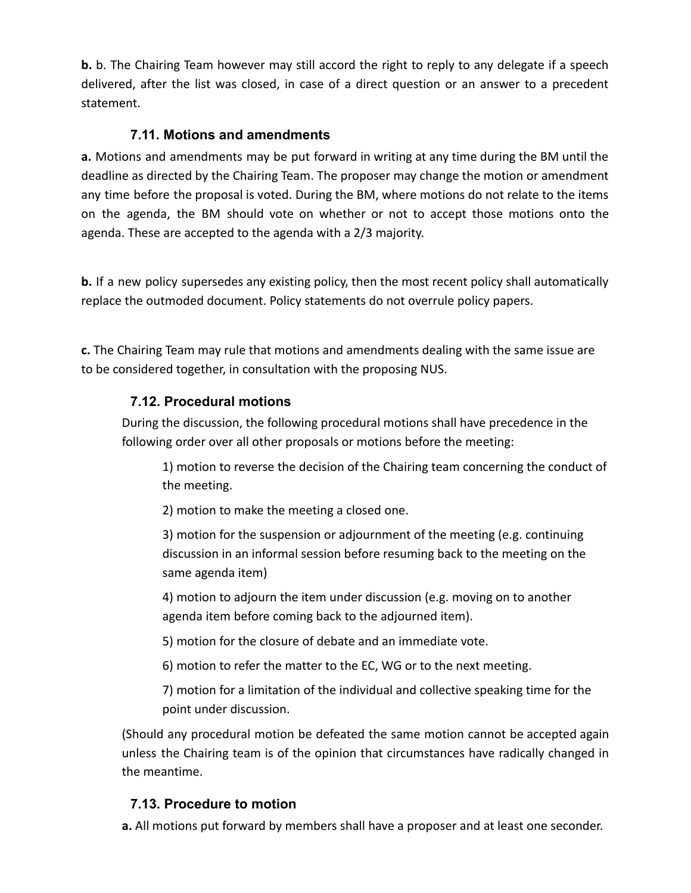**b.** b. The Chairing Team however may still accord the right to reply to any delegate if a speech delivered, after the list was closed, in case of a direct question or an answer to a precedent statement.

### 7.11. Motions and amendments

**a.** Motions and amendments may be put forward in writing at any time during the BM until the deadline as directed by the Chairing Team. The proposer may change the motion or amendment any time before the proposal is voted. During the BM, where motions do not relate to the items on the agenda, the BM should vote on whether or not to accept those motions onto the agenda. These are accepted to the agenda with a 2/3 majority.

**b.** If a new policy supersedes any existing policy, then the most recent policy shall automatically replace the outmoded document. Policy statements do not overrule policy papers.

**c.** The Chairing Team may rule that motions and amendments dealing with the same issue are to be considered together, in consultation with the proposing NUS.

### 7.12. Procedural motions

During the discussion, the following procedural motions shall have precedence in the following order over all other proposals or motions before the meeting:

1) motion to reverse the decision of the Chairing team concerning the conduct of the meeting.

2) motion to make the meeting a closed one.

3) motion for the suspension or adjournment of the meeting (e.g. continuing discussion in an informal session before resuming back to the meeting on the same agenda item)

4) motion to adjourn the item under discussion (e.g. moving on to another agenda item before coming back to the adjourned item).

5) motion for the closure of debate and an immediate vote.

6) motion to refer the matter to the EC, WG or to the next meeting.

7) motion for a limitation of the individual and collective speaking time for the point under discussion.

(Should any procedural motion be defeated the same motion cannot be accepted again unless the Chairing team is of the opinion that circumstances have radically changed in the meantime.

### 7.13. Procedure to motion

**a.** All motions put forward by members shall have a proposer and at least one seconder.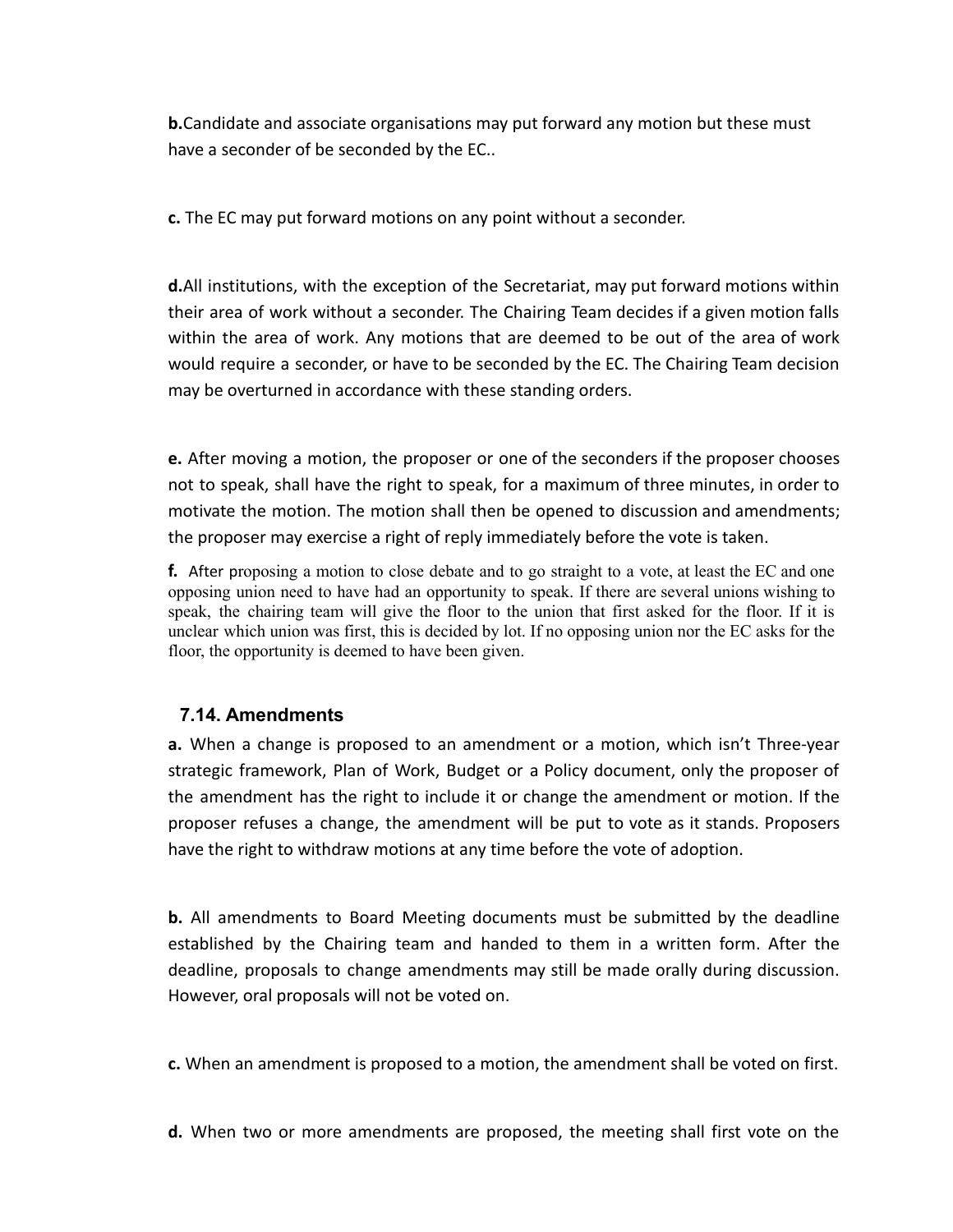**b.**Candidate and associate organisations may put forward any motion but these must have a seconder of be seconded by the EC..

**c.** The EC may put forward motions on any point without a seconder.

**d.**All institutions, with the exception of the Secretariat, may put forward motions within their area of work without a seconder. The Chairing Team decides if a given motion falls within the area of work. Any motions that are deemed to be out of the area of work would require a seconder, or have to be seconded by the EC. The Chairing Team decision may be overturned in accordance with these standing orders.

**e.** After moving a motion, the proposer or one of the seconders if the proposer chooses not to speak, shall have the right to speak, for a maximum of three minutes, in order to motivate the motion. The motion shall then be opened to discussion and amendments; the proposer may exercise a right of reply immediately before the vote is taken.

**f.** After proposing a motion to close debate and to go straight to a vote, at least the EC and one opposing union need to have had an opportunity to speak. If there are several unions wishing to speak, the chairing team will give the floor to the union that first asked for the floor. If it is unclear which union was first, this is decided by lot. If no opposing union nor the EC asks for the floor, the opportunity is deemed to have been given.

### 7.14. Amendments

**a.** When a change is proposed to an amendment or a motion, which isn't Three-year strategic framework, Plan of Work, Budget or a Policy document, only the proposer of the amendment has the right to include it or change the amendment or motion. If the proposer refuses a change, the amendment will be put to vote as it stands. Proposers have the right to withdraw motions at any time before the vote of adoption.

**b.** All amendments to Board Meeting documents must be submitted by the deadline established by the Chairing team and handed to them in a written form. After the deadline, proposals to change amendments may still be made orally during discussion. However, oral proposals will not be voted on.

**c.** When an amendment is proposed to a motion, the amendment shall be voted on first.

**d.** When two or more amendments are proposed, the meeting shall first vote on the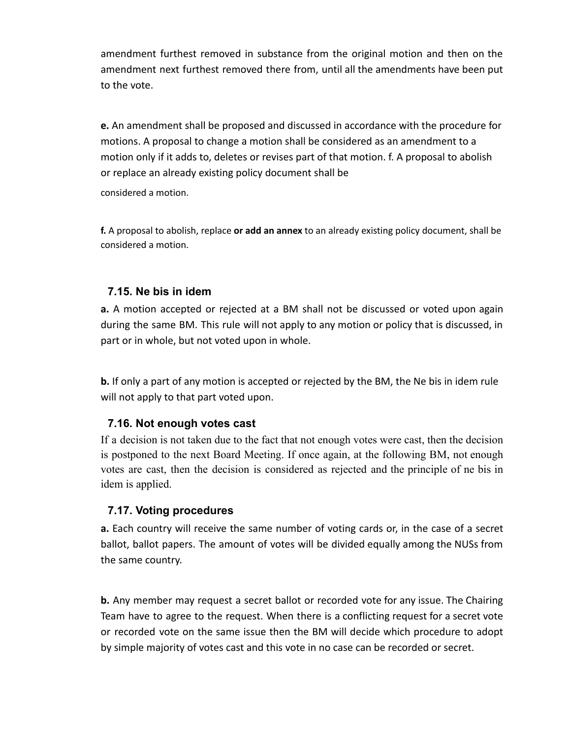amendment furthest removed in substance from the original motion and then on the amendment next furthest removed there from, until all the amendments have been put to the vote.

**e.** An amendment shall be proposed and discussed in accordance with the procedure for motions. A proposal to change a motion shall be considered as an amendment to a motion only if it adds to, deletes or revises part of that motion. f. A proposal to abolish or replace an already existing policy document shall be

considered a motion.

**f.** A proposal to abolish, replace **or add an annex** to an already existing policy document, shall be considered a motion.

### 7.15. Ne bis in idem

**a.** A motion accepted or rejected at a BM shall not be discussed or voted upon again during the same BM. This rule will not apply to any motion or policy that is discussed, in part or in whole, but not voted upon in whole.

**b.** If only a part of any motion is accepted or rejected by the BM, the Ne bis in idem rule will not apply to that part voted upon.

### 7.16. Not enough votes cast

If a decision is not taken due to the fact that not enough votes were cast, then the decision is postponed to the next Board Meeting. If once again, at the following BM, not enough votes are cast, then the decision is considered as rejected and the principle of ne bis in idem is applied.

### 7.17. Voting procedures

**a.** Each country will receive the same number of voting cards or, in the case of a secret ballot, ballot papers. The amount of votes will be divided equally among the NUSs from the same country.

**b.** Any member may request a secret ballot or recorded vote for any issue. The Chairing Team have to agree to the request. When there is a conflicting request for a secret vote or recorded vote on the same issue then the BM will decide which procedure to adopt by simple majority of votes cast and this vote in no case can be recorded or secret.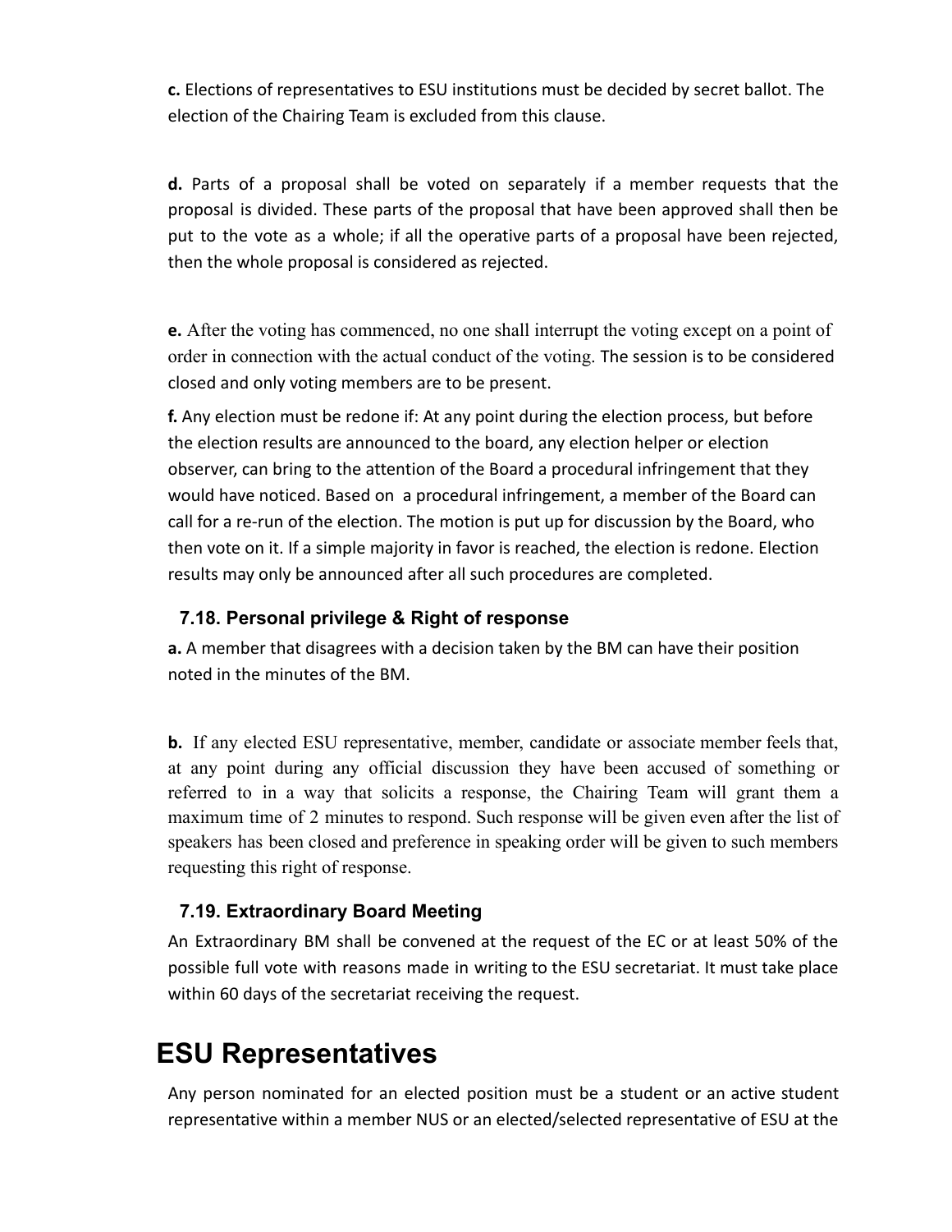**c.** Elections of representatives to ESU institutions must be decided by secret ballot. The election of the Chairing Team is excluded from this clause.

**d.** Parts of a proposal shall be voted on separately if a member requests that the proposal is divided. These parts of the proposal that have been approved shall then be put to the vote as a whole; if all the operative parts of a proposal have been rejected, then the whole proposal is considered as rejected.

**e.** After the voting has commenced, no one shall interrupt the voting except on a point of order in connection with the actual conduct of the voting. The session is to be considered closed and only voting members are to be present.

**f.** Any election must be redone if: At any point during the election process, but before the election results are announced to the board, any election helper or election observer, can bring to the attention of the Board a procedural infringement that they would have noticed. Based on a procedural infringement, a member of the Board can call for a re-run of the election. The motion is put up for discussion by the Board, who then vote on it. If a simple majority in favor is reached, the election is redone. Election results may only be announced after all such procedures are completed.

### 7.18. Personal privilege & Right of response

**a.** A member that disagrees with a decision taken by the BM can have their position noted in the minutes of the BM.

**b.** If any elected ESU representative, member, candidate or associate member feels that, at any point during any official discussion they have been accused of something or referred to in a way that solicits a response, the Chairing Team will grant them a maximum time of 2 minutes to respond. Such response will be given even after the list of speakers has been closed and preference in speaking order will be given to such members requesting this right of response.

### 7.19. Extraordinary Board Meeting

An Extraordinary BM shall be convened at the request of the EC or at least 50% of the possible full vote with reasons made in writing to the ESU secretariat. It must take place within 60 days of the secretariat receiving the request.

# ESU Representatives

Any person nominated for an elected position must be a student or an active student representative within a member NUS or an elected/selected representative of ESU at the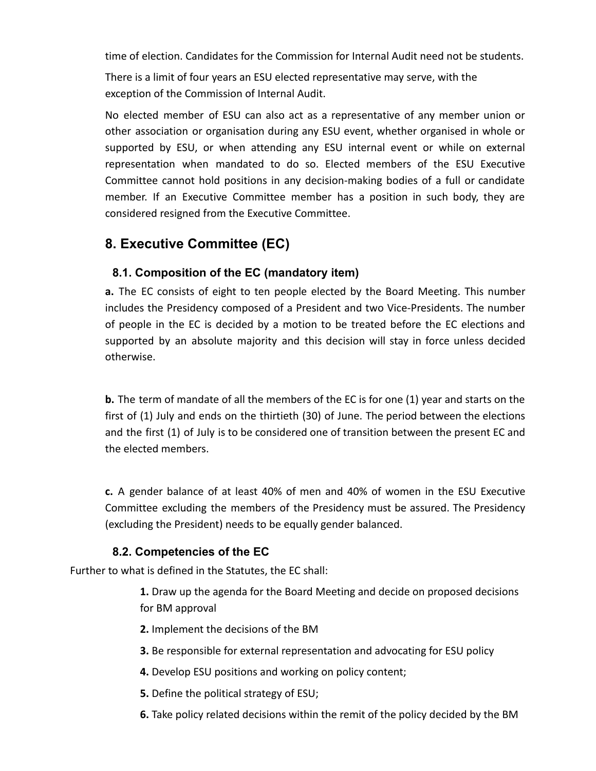time of election. Candidates for the Commission for Internal Audit need not be students.

There is a limit of four years an ESU elected representative may serve, with the exception of the Commission of Internal Audit.

No elected member of ESU can also act as a representative of any member union or other association or organisation during any ESU event, whether organised in whole or supported by ESU, or when attending any ESU internal event or while on external representation when mandated to do so. Elected members of the ESU Executive Committee cannot hold positions in any decision-making bodies of a full or candidate member. If an Executive Committee member has a position in such body, they are considered resigned from the Executive Committee.

## 8. Executive Committee (EC)

### 8.1. Composition of the EC (mandatory item)

**a.** The EC consists of eight to ten people elected by the Board Meeting. This number includes the Presidency composed of a President and two Vice-Presidents. The number of people in the EC is decided by a motion to be treated before the EC elections and supported by an absolute majority and this decision will stay in force unless decided otherwise.

**b.** The term of mandate of all the members of the EC is for one (1) year and starts on the first of (1) July and ends on the thirtieth (30) of June. The period between the elections and the first (1) of July is to be considered one of transition between the present EC and the elected members.

**c.** A gender balance of at least 40% of men and 40% of women in the ESU Executive Committee excluding the members of the Presidency must be assured. The Presidency (excluding the President) needs to be equally gender balanced.

### 8.2. Competencies of the EC

Further to what is defined in the Statutes, the EC shall:

**1.** Draw up the agenda for the Board Meeting and decide on proposed decisions for BM approval

**2.** Implement the decisions of the BM

**3.** Be responsible for external representation and advocating for ESU policy

**4.** Develop ESU positions and working on policy content;

**5.** Define the political strategy of ESU;

**6.** Take policy related decisions within the remit of the policy decided by the BM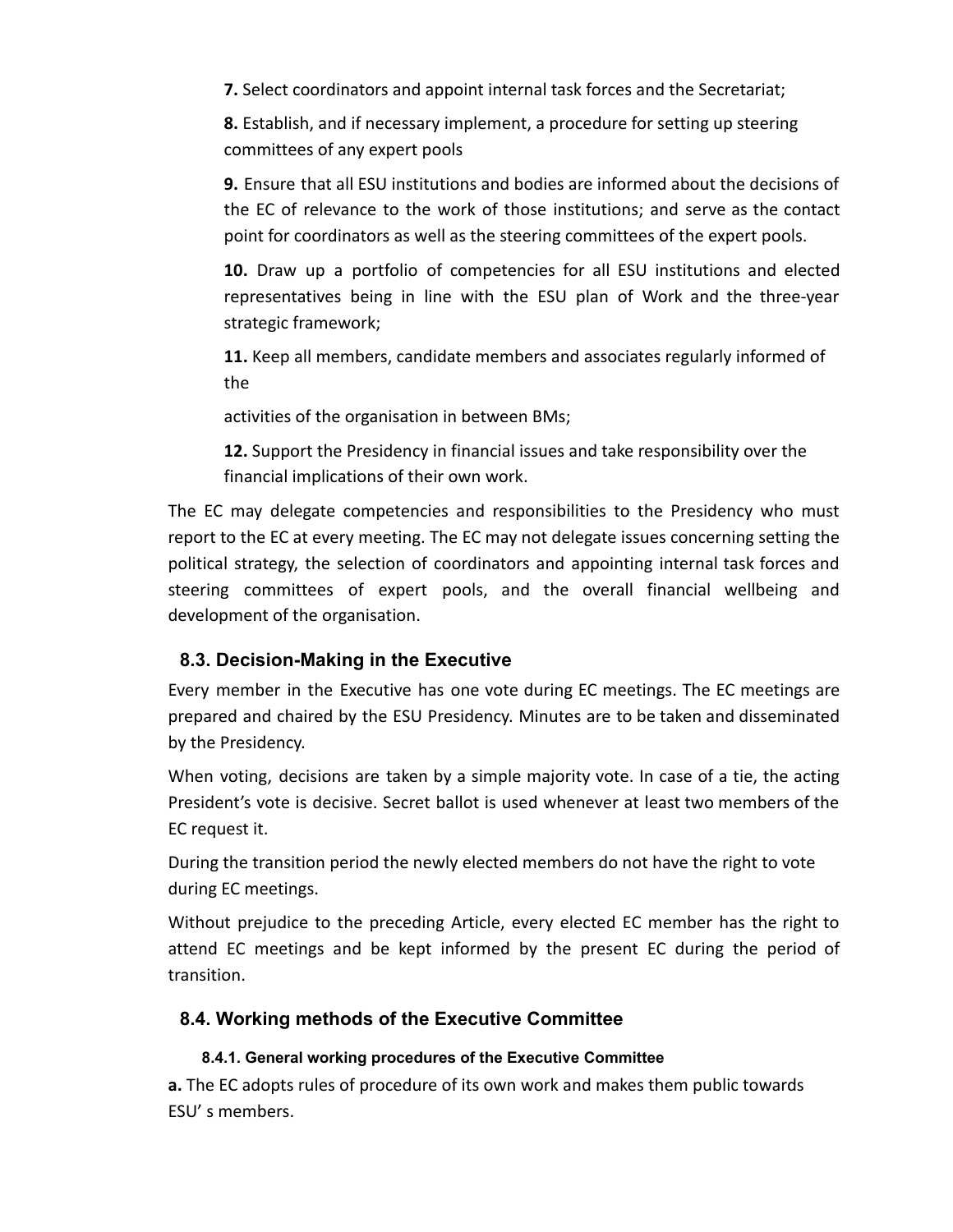**7.** Select coordinators and appoint internal task forces and the Secretariat;

**8.** Establish, and if necessary implement, a procedure for setting up steering committees of any expert pools

**9.** Ensure that all ESU institutions and bodies are informed about the decisions of the EC of relevance to the work of those institutions; and serve as the contact point for coordinators as well as the steering committees of the expert pools.

**10.** Draw up a portfolio of competencies for all ESU institutions and elected representatives being in line with the ESU plan of Work and the three-year strategic framework;

**11.** Keep all members, candidate members and associates regularly informed of the

activities of the organisation in between BMs;

**12.** Support the Presidency in financial issues and take responsibility over the financial implications of their own work.

The EC may delegate competencies and responsibilities to the Presidency who must report to the EC at every meeting. The EC may not delegate issues concerning setting the political strategy, the selection of coordinators and appointing internal task forces and steering committees of expert pools, and the overall financial wellbeing and development of the organisation.

## 8.3. Decision-Making in the Executive

Every member in the Executive has one vote during EC meetings. The EC meetings are prepared and chaired by the ESU Presidency. Minutes are to be taken and disseminated by the Presidency.

When voting, decisions are taken by a simple majority vote. In case of a tie, the acting President's vote is decisive. Secret ballot is used whenever at least two members of the EC request it.

During the transition period the newly elected members do not have the right to vote during EC meetings.

Without prejudice to the preceding Article, every elected EC member has the right to attend EC meetings and be kept informed by the present EC during the period of transition.

## 8.4. Working methods of the Executive Committee

### 8.4.1. General working procedures of the Executive Committee

**a.** The EC adopts rules of procedure of its own work and makes them public towards ESU' s members.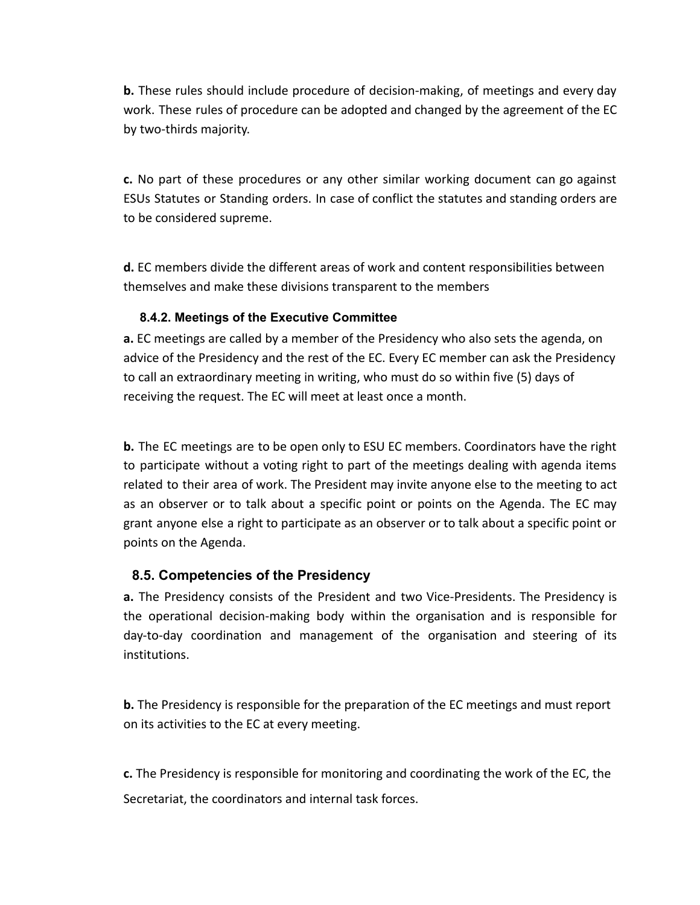**b.** These rules should include procedure of decision-making, of meetings and every day work. These rules of procedure can be adopted and changed by the agreement of the EC by two-thirds majority.

**c.** No part of these procedures or any other similar working document can go against ESUs Statutes or Standing orders. In case of conflict the statutes and standing orders are to be considered supreme.

**d.** EC members divide the different areas of work and content responsibilities between themselves and make these divisions transparent to the members

#### 8.4.2. Meetings of the Executive Committee

**a.** EC meetings are called by a member of the Presidency who also sets the agenda, on advice of the Presidency and the rest of the EC. Every EC member can ask the Presidency to call an extraordinary meeting in writing, who must do so within five (5) days of receiving the request. The EC will meet at least once a month.

**b.** The EC meetings are to be open only to ESU EC members. Coordinators have the right to participate without a voting right to part of the meetings dealing with agenda items related to their area of work. The President may invite anyone else to the meeting to act as an observer or to talk about a specific point or points on the Agenda. The EC may grant anyone else a right to participate as an observer or to talk about a specific point or points on the Agenda.

### 8.5. Competencies of the Presidency

**a.** The Presidency consists of the President and two Vice-Presidents. The Presidency is the operational decision-making body within the organisation and is responsible for day-to-day coordination and management of the organisation and steering of its institutions.

**b.** The Presidency is responsible for the preparation of the EC meetings and must report on its activities to the EC at every meeting.

**c.** The Presidency is responsible for monitoring and coordinating the work of the EC, the Secretariat, the coordinators and internal task forces.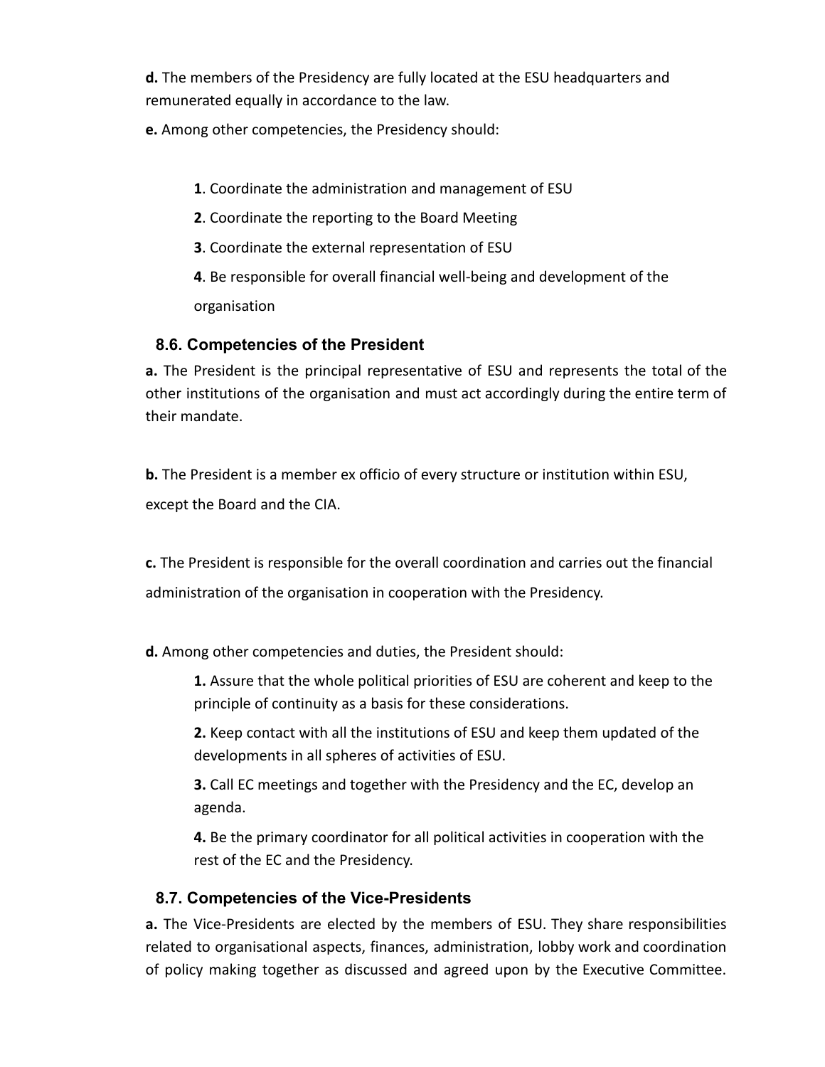**d.** The members of the Presidency are fully located at the ESU headquarters and remunerated equally in accordance to the law.

**e.** Among other competencies, the Presidency should:

**1**. Coordinate the administration and management of ESU

**2**. Coordinate the reporting to the Board Meeting

**3**. Coordinate the external representation of ESU

**4**. Be responsible for overall financial well-being and development of the organisation

### 8.6. Competencies of the President

**a.** The President is the principal representative of ESU and represents the total of the other institutions of the organisation and must act accordingly during the entire term of their mandate.

**b.** The President is a member ex officio of every structure or institution within ESU, except the Board and the CIA.

**c.** The President is responsible for the overall coordination and carries out the financial administration of the organisation in cooperation with the Presidency.

**d.** Among other competencies and duties, the President should:

**1.** Assure that the whole political priorities of ESU are coherent and keep to the principle of continuity as a basis for these considerations.

**2.** Keep contact with all the institutions of ESU and keep them updated of the developments in all spheres of activities of ESU.

**3.** Call EC meetings and together with the Presidency and the EC, develop an agenda.

**4.** Be the primary coordinator for all political activities in cooperation with the rest of the EC and the Presidency.

### 8.7. Competencies of the Vice-Presidents

**a.** The Vice-Presidents are elected by the members of ESU. They share responsibilities related to organisational aspects, finances, administration, lobby work and coordination of policy making together as discussed and agreed upon by the Executive Committee.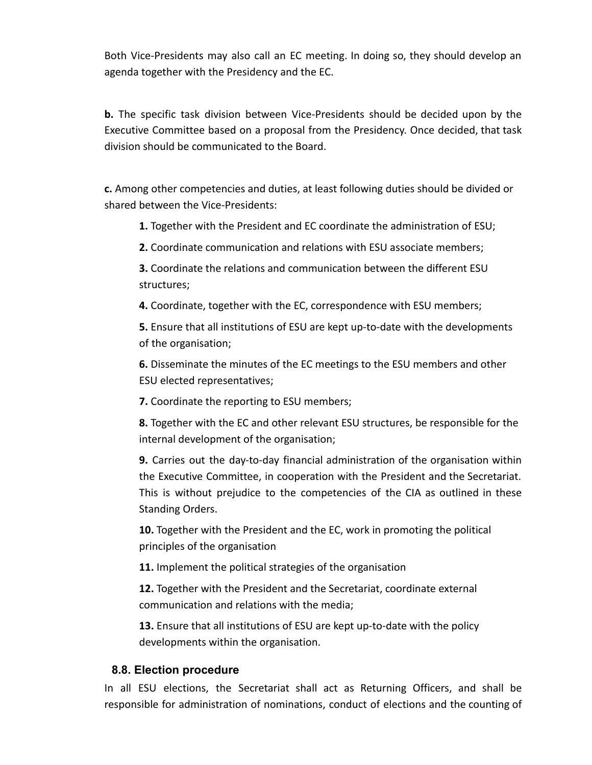Both Vice-Presidents may also call an EC meeting. In doing so, they should develop an agenda together with the Presidency and the EC.

**b.** The specific task division between Vice-Presidents should be decided upon by the Executive Committee based on a proposal from the Presidency. Once decided, that task division should be communicated to the Board.

**c.** Among other competencies and duties, at least following duties should be divided or shared between the Vice-Presidents:

> **1.** Together with the President and EC coordinate the administration of ESU;
>
> **2.** Coordinate communication and relations with ESU associate members;
>
> **3.** Coordinate the relations and communication between the different ESU structures;
>
> **4.** Coordinate, together with the EC, correspondence with ESU members;
>
> **5.** Ensure that all institutions of ESU are kept up-to-date with the developments of the organisation;
>
> **6.** Disseminate the minutes of the EC meetings to the ESU members and other ESU elected representatives;
>
> **7.** Coordinate the reporting to ESU members;
>
> **8.** Together with the EC and other relevant ESU structures, be responsible for the internal development of the organisation;
>
> **9.** Carries out the day-to-day financial administration of the organisation within the Executive Committee, in cooperation with the President and the Secretariat. This is without prejudice to the competencies of the CIA as outlined in these Standing Orders.
>
> **10.** Together with the President and the EC, work in promoting the political principles of the organisation
>
> **11.** Implement the political strategies of the organisation
>
> **12.** Together with the President and the Secretariat, coordinate external communication and relations with the media;
>
> **13.** Ensure that all institutions of ESU are kept up-to-date with the policy developments within the organisation.

### 8.8. Election procedure

In all ESU elections, the Secretariat shall act as Returning Officers, and shall be responsible for administration of nominations, conduct of elections and the counting of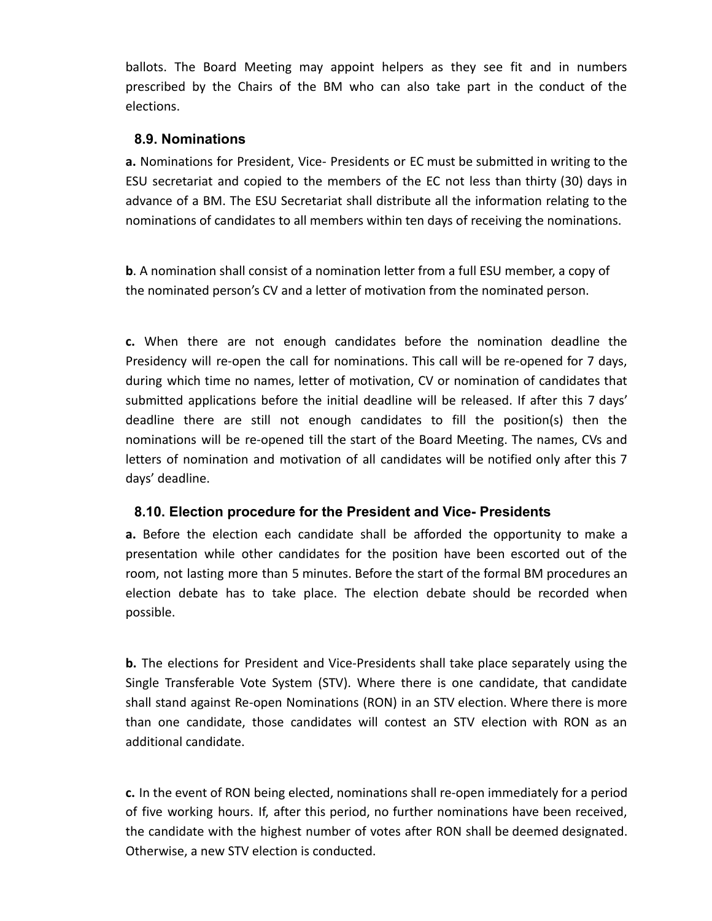ballots. The Board Meeting may appoint helpers as they see fit and in numbers prescribed by the Chairs of the BM who can also take part in the conduct of the elections.

### 8.9. Nominations

**a.** Nominations for President, Vice- Presidents or EC must be submitted in writing to the ESU secretariat and copied to the members of the EC not less than thirty (30) days in advance of a BM. The ESU Secretariat shall distribute all the information relating to the nominations of candidates to all members within ten days of receiving the nominations.

**b**. A nomination shall consist of a nomination letter from a full ESU member, a copy of the nominated person's CV and a letter of motivation from the nominated person.

**c.** When there are not enough candidates before the nomination deadline the Presidency will re-open the call for nominations. This call will be re-opened for 7 days, during which time no names, letter of motivation, CV or nomination of candidates that submitted applications before the initial deadline will be released. If after this 7 days' deadline there are still not enough candidates to fill the position(s) then the nominations will be re-opened till the start of the Board Meeting. The names, CVs and letters of nomination and motivation of all candidates will be notified only after this 7 days' deadline.

### 8.10. Election procedure for the President and Vice- Presidents

**a.** Before the election each candidate shall be afforded the opportunity to make a presentation while other candidates for the position have been escorted out of the room, not lasting more than 5 minutes. Before the start of the formal BM procedures an election debate has to take place. The election debate should be recorded when possible.

**b.** The elections for President and Vice-Presidents shall take place separately using the Single Transferable Vote System (STV). Where there is one candidate, that candidate shall stand against Re-open Nominations (RON) in an STV election. Where there is more than one candidate, those candidates will contest an STV election with RON as an additional candidate.

**c.** In the event of RON being elected, nominations shall re-open immediately for a period of five working hours. If, after this period, no further nominations have been received, the candidate with the highest number of votes after RON shall be deemed designated. Otherwise, a new STV election is conducted.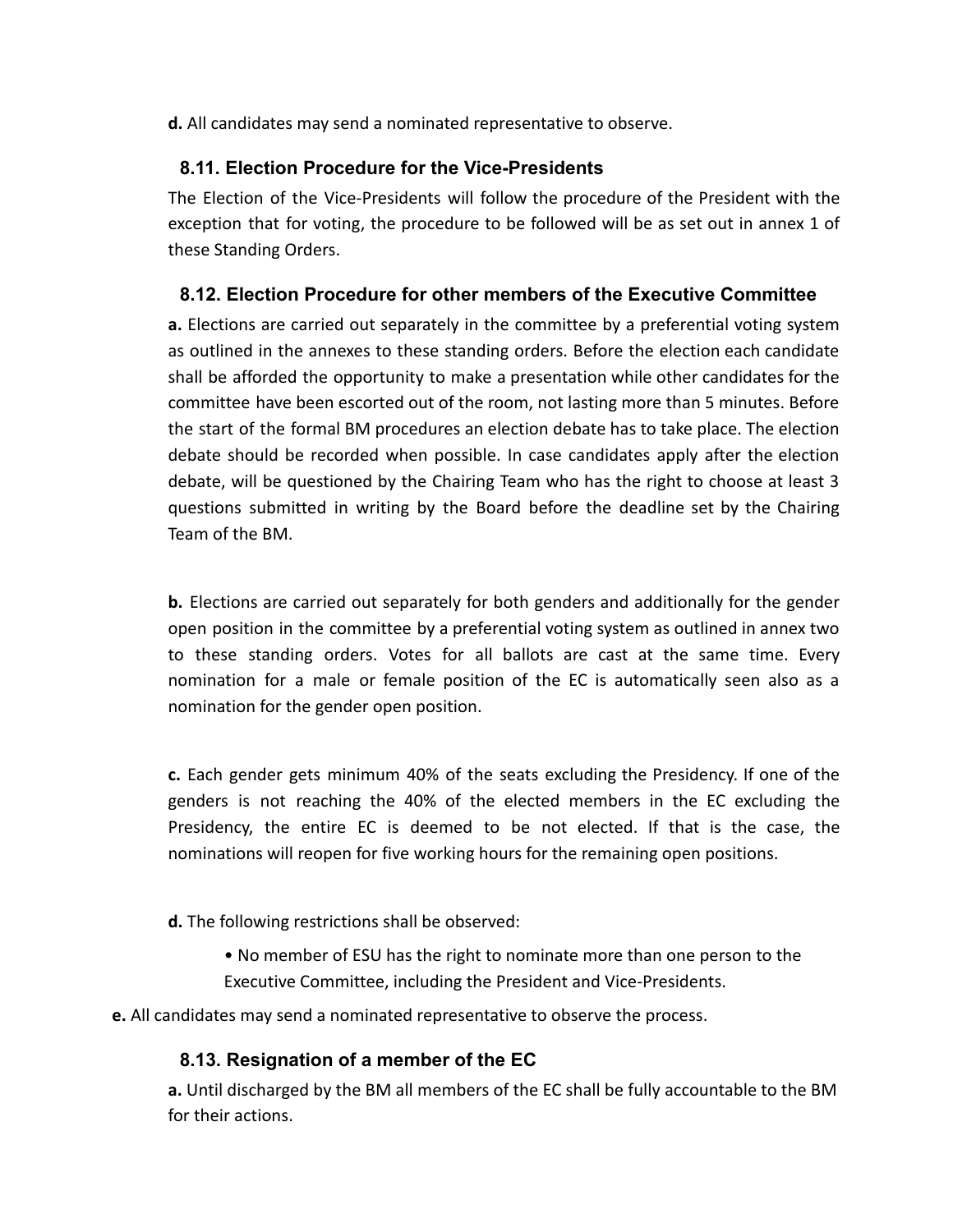**d.** All candidates may send a nominated representative to observe.

### 8.11. Election Procedure for the Vice-Presidents

The Election of the Vice-Presidents will follow the procedure of the President with the exception that for voting, the procedure to be followed will be as set out in annex 1 of these Standing Orders.

### 8.12. Election Procedure for other members of the Executive Committee

**a.** Elections are carried out separately in the committee by a preferential voting system as outlined in the annexes to these standing orders. Before the election each candidate shall be afforded the opportunity to make a presentation while other candidates for the committee have been escorted out of the room, not lasting more than 5 minutes. Before the start of the formal BM procedures an election debate has to take place. The election debate should be recorded when possible. In case candidates apply after the election debate, will be questioned by the Chairing Team who has the right to choose at least 3 questions submitted in writing by the Board before the deadline set by the Chairing Team of the BM.

**b.** Elections are carried out separately for both genders and additionally for the gender open position in the committee by a preferential voting system as outlined in annex two to these standing orders. Votes for all ballots are cast at the same time. Every nomination for a male or female position of the EC is automatically seen also as a nomination for the gender open position.

**c.** Each gender gets minimum 40% of the seats excluding the Presidency. If one of the genders is not reaching the 40% of the elected members in the EC excluding the Presidency, the entire EC is deemed to be not elected. If that is the case, the nominations will reopen for five working hours for the remaining open positions.

**d.** The following restrictions shall be observed:

- No member of ESU has the right to nominate more than one person to the Executive Committee, including the President and Vice-Presidents.

**e.** All candidates may send a nominated representative to observe the process.

### 8.13. Resignation of a member of the EC

**a.** Until discharged by the BM all members of the EC shall be fully accountable to the BM for their actions.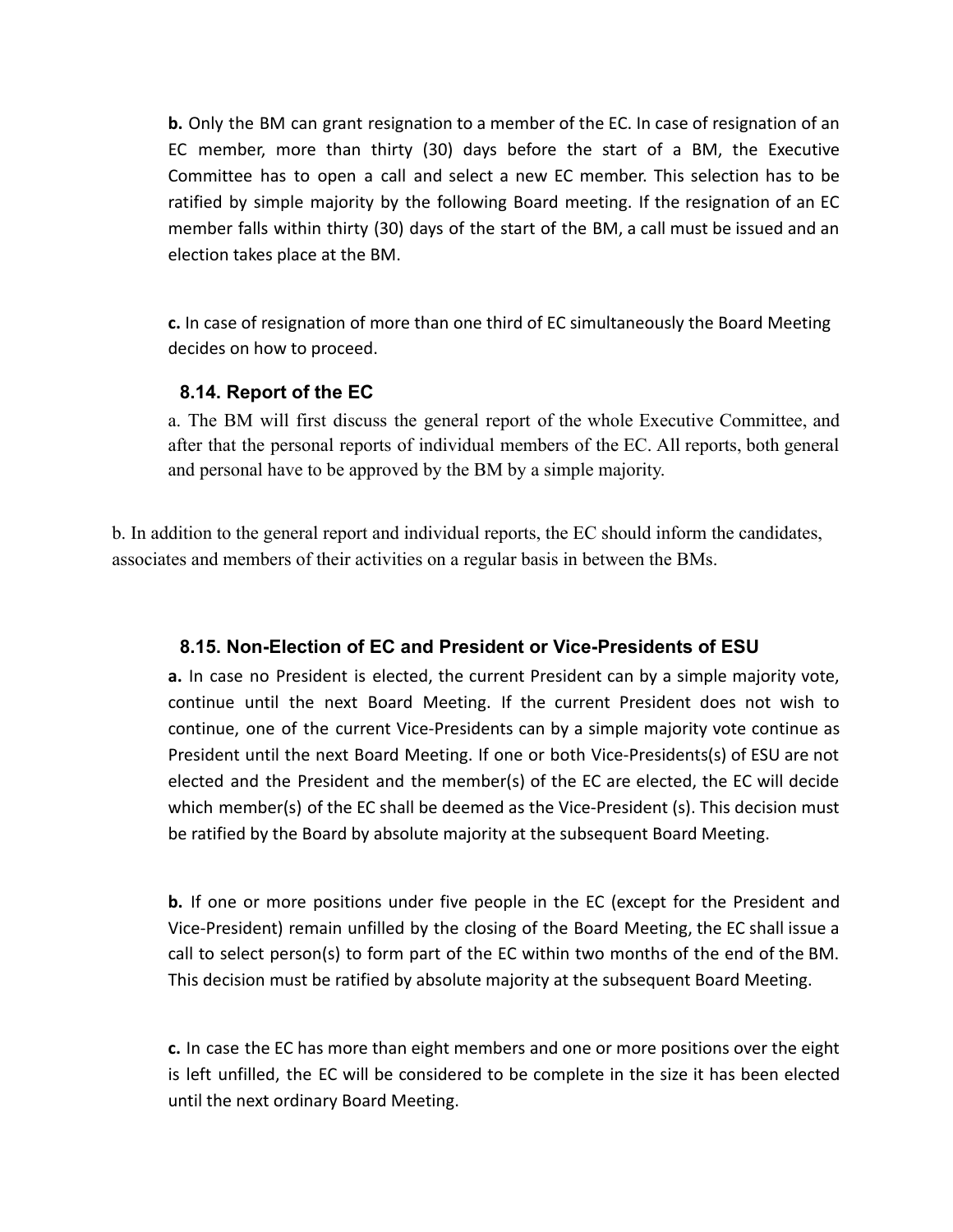**b.** Only the BM can grant resignation to a member of the EC. In case of resignation of an EC member, more than thirty (30) days before the start of a BM, the Executive Committee has to open a call and select a new EC member. This selection has to be ratified by simple majority by the following Board meeting. If the resignation of an EC member falls within thirty (30) days of the start of the BM, a call must be issued and an election takes place at the BM.

**c.** In case of resignation of more than one third of EC simultaneously the Board Meeting decides on how to proceed.

### 8.14. Report of the EC

a. The BM will first discuss the general report of the whole Executive Committee, and after that the personal reports of individual members of the EC. All reports, both general and personal have to be approved by the BM by a simple majority.

b. In addition to the general report and individual reports, the EC should inform the candidates, associates and members of their activities on a regular basis in between the BMs.

### 8.15. Non-Election of EC and President or Vice-Presidents of ESU

**a.** In case no President is elected, the current President can by a simple majority vote, continue until the next Board Meeting. If the current President does not wish to continue, one of the current Vice-Presidents can by a simple majority vote continue as President until the next Board Meeting. If one or both Vice-Presidents(s) of ESU are not elected and the President and the member(s) of the EC are elected, the EC will decide which member(s) of the EC shall be deemed as the Vice-President (s). This decision must be ratified by the Board by absolute majority at the subsequent Board Meeting.

**b.** If one or more positions under five people in the EC (except for the President and Vice-President) remain unfilled by the closing of the Board Meeting, the EC shall issue a call to select person(s) to form part of the EC within two months of the end of the BM. This decision must be ratified by absolute majority at the subsequent Board Meeting.

**c.** In case the EC has more than eight members and one or more positions over the eight is left unfilled, the EC will be considered to be complete in the size it has been elected until the next ordinary Board Meeting.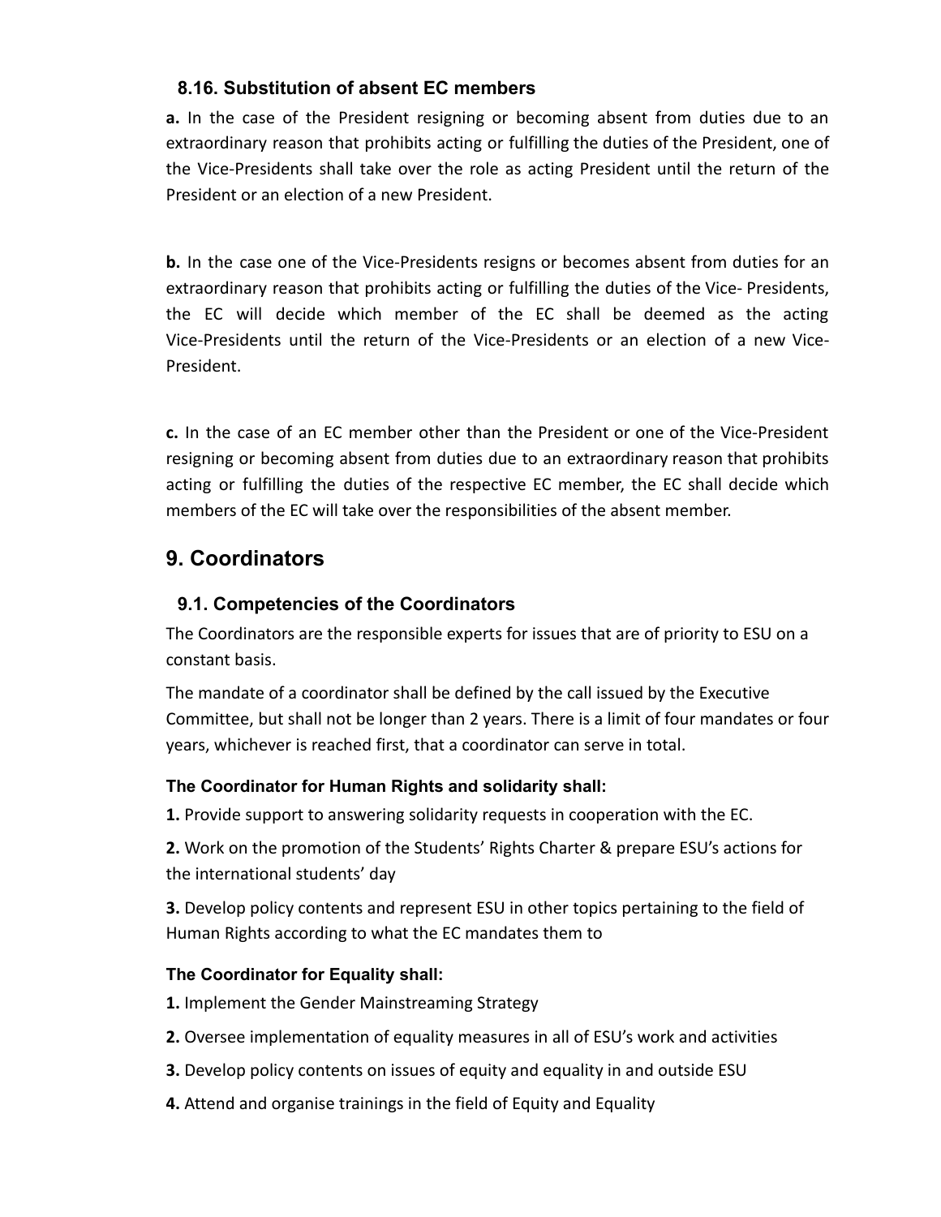### 8.16. Substitution of absent EC members

**a.** In the case of the President resigning or becoming absent from duties due to an extraordinary reason that prohibits acting or fulfilling the duties of the President, one of the Vice-Presidents shall take over the role as acting President until the return of the President or an election of a new President.

**b.** In the case one of the Vice-Presidents resigns or becomes absent from duties for an extraordinary reason that prohibits acting or fulfilling the duties of the Vice- Presidents, the EC will decide which member of the EC shall be deemed as the acting Vice-Presidents until the return of the Vice-Presidents or an election of a new Vice-President.

**c.** In the case of an EC member other than the President or one of the Vice-President resigning or becoming absent from duties due to an extraordinary reason that prohibits acting or fulfilling the duties of the respective EC member, the EC shall decide which members of the EC will take over the responsibilities of the absent member.

## 9. Coordinators

### 9.1. Competencies of the Coordinators

The Coordinators are the responsible experts for issues that are of priority to ESU on a constant basis.

The mandate of a coordinator shall be defined by the call issued by the Executive Committee, but shall not be longer than 2 years. There is a limit of four mandates or four years, whichever is reached first, that a coordinator can serve in total.

**The Coordinator for Human Rights and solidarity shall:**

**1.** Provide support to answering solidarity requests in cooperation with the EC.

**2.** Work on the promotion of the Students' Rights Charter & prepare ESU's actions for the international students' day

**3.** Develop policy contents and represent ESU in other topics pertaining to the field of Human Rights according to what the EC mandates them to

**The Coordinator for Equality shall:**

**1.** Implement the Gender Mainstreaming Strategy

**2.** Oversee implementation of equality measures in all of ESU's work and activities

**3.** Develop policy contents on issues of equity and equality in and outside ESU

**4.** Attend and organise trainings in the field of Equity and Equality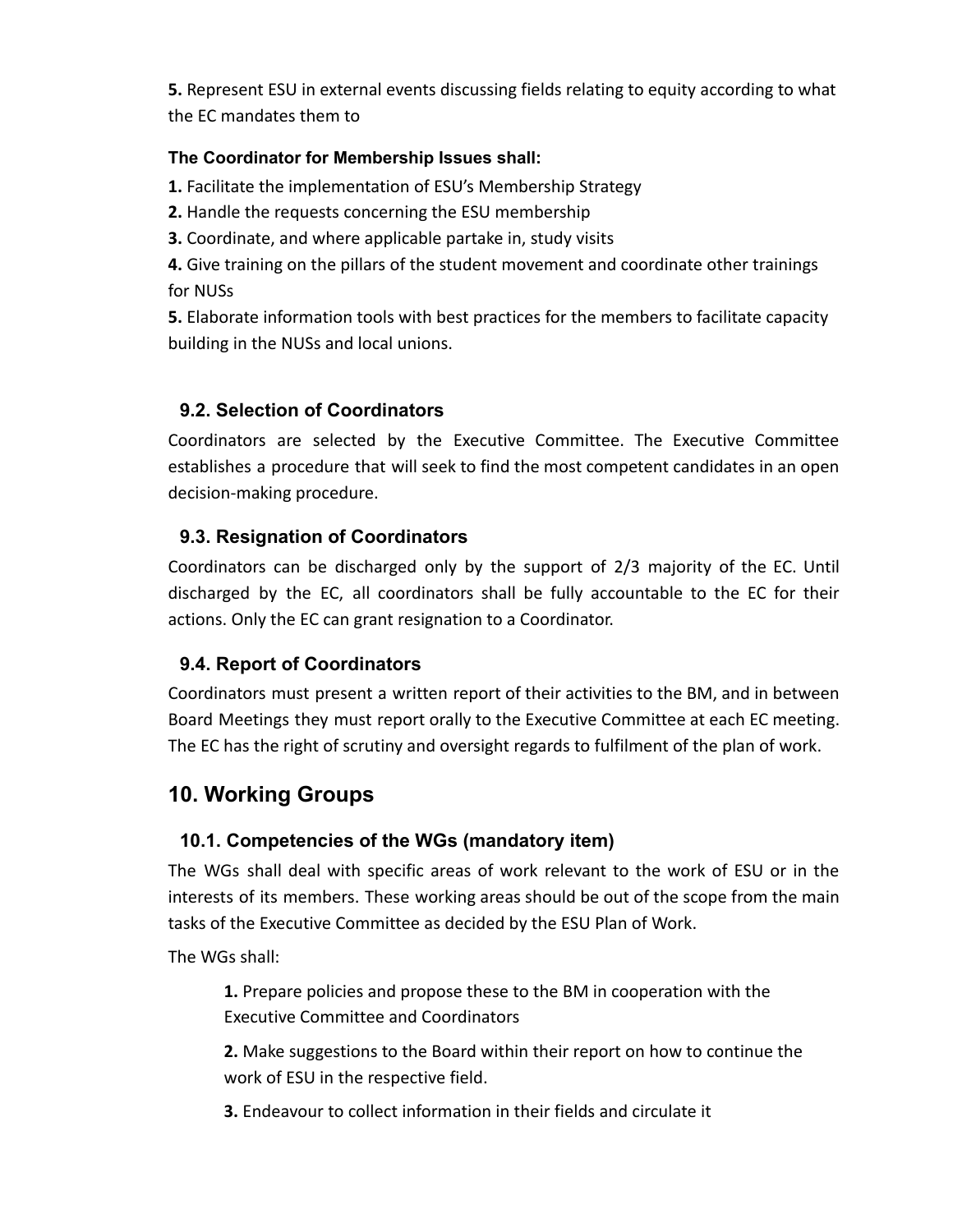**5.** Represent ESU in external events discussing fields relating to equity according to what the EC mandates them to

**The Coordinator for Membership Issues shall:**

**1.** Facilitate the implementation of ESU's Membership Strategy

**2.** Handle the requests concerning the ESU membership

**3.** Coordinate, and where applicable partake in, study visits

**4.** Give training on the pillars of the student movement and coordinate other trainings for NUSs

**5.** Elaborate information tools with best practices for the members to facilitate capacity building in the NUSs and local unions.

### 9.2. Selection of Coordinators

Coordinators are selected by the Executive Committee. The Executive Committee establishes a procedure that will seek to find the most competent candidates in an open decision-making procedure.

### 9.3. Resignation of Coordinators

Coordinators can be discharged only by the support of 2/3 majority of the EC. Until discharged by the EC, all coordinators shall be fully accountable to the EC for their actions. Only the EC can grant resignation to a Coordinator.

### 9.4. Report of Coordinators

Coordinators must present a written report of their activities to the BM, and in between Board Meetings they must report orally to the Executive Committee at each EC meeting. The EC has the right of scrutiny and oversight regards to fulfilment of the plan of work.

## 10. Working Groups

### 10.1. Competencies of the WGs (mandatory item)

The WGs shall deal with specific areas of work relevant to the work of ESU or in the interests of its members. These working areas should be out of the scope from the main tasks of the Executive Committee as decided by the ESU Plan of Work.

The WGs shall:

> **1.** Prepare policies and propose these to the BM in cooperation with the Executive Committee and Coordinators
>
> **2.** Make suggestions to the Board within their report on how to continue the work of ESU in the respective field.
>
> **3.** Endeavour to collect information in their fields and circulate it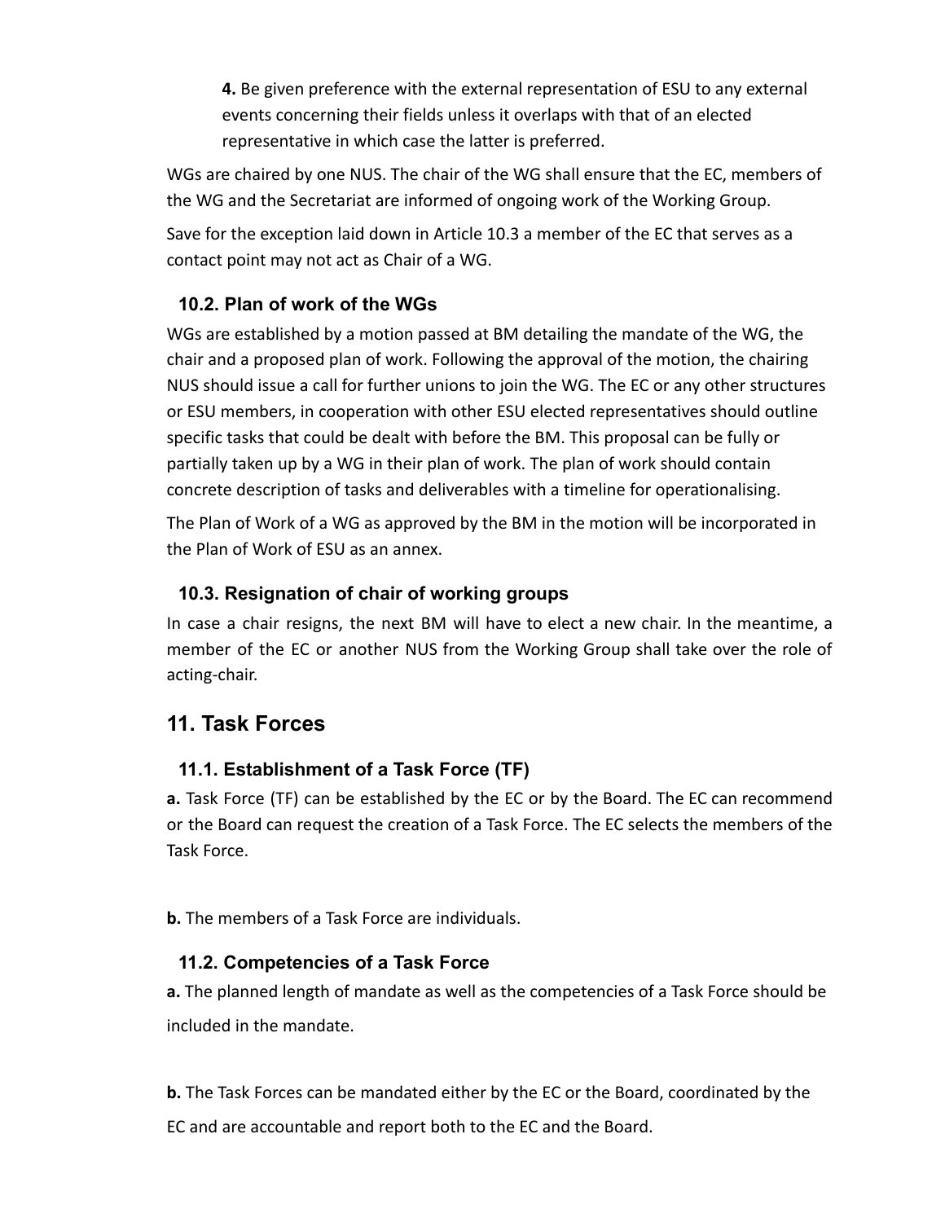**4.** Be given preference with the external representation of ESU to any external events concerning their fields unless it overlaps with that of an elected representative in which case the latter is preferred.

WGs are chaired by one NUS. The chair of the WG shall ensure that the EC, members of the WG and the Secretariat are informed of ongoing work of the Working Group.

Save for the exception laid down in Article 10.3 a member of the EC that serves as a contact point may not act as Chair of a WG.

### 10.2. Plan of work of the WGs

WGs are established by a motion passed at BM detailing the mandate of the WG, the chair and a proposed plan of work. Following the approval of the motion, the chairing NUS should issue a call for further unions to join the WG. The EC or any other structures or ESU members, in cooperation with other ESU elected representatives should outline specific tasks that could be dealt with before the BM. This proposal can be fully or partially taken up by a WG in their plan of work. The plan of work should contain concrete description of tasks and deliverables with a timeline for operationalising.

The Plan of Work of a WG as approved by the BM in the motion will be incorporated in the Plan of Work of ESU as an annex.

### 10.3. Resignation of chair of working groups

In case a chair resigns, the next BM will have to elect a new chair. In the meantime, a member of the EC or another NUS from the Working Group shall take over the role of acting-chair.

## 11. Task Forces

### 11.1. Establishment of a Task Force (TF)

**a.** Task Force (TF) can be established by the EC or by the Board. The EC can recommend or the Board can request the creation of a Task Force. The EC selects the members of the Task Force.

**b.** The members of a Task Force are individuals.

### 11.2. Competencies of a Task Force

**a.** The planned length of mandate as well as the competencies of a Task Force should be included in the mandate.

**b.** The Task Forces can be mandated either by the EC or the Board, coordinated by the EC and are accountable and report both to the EC and the Board.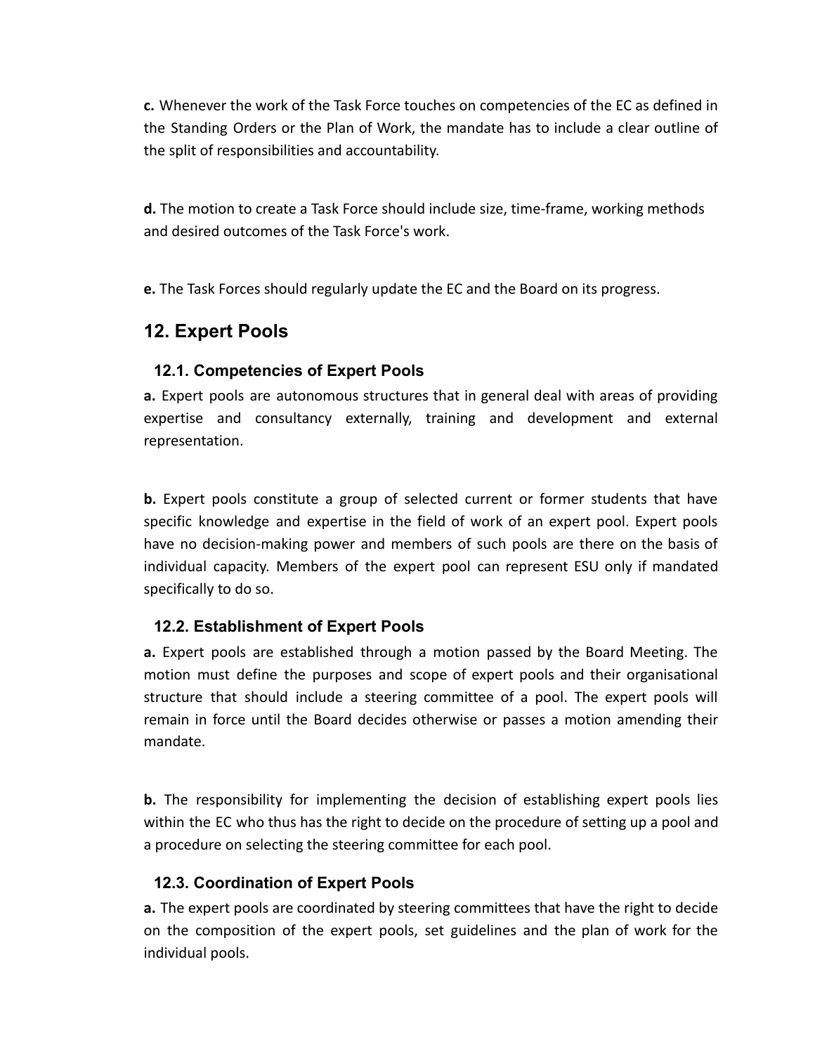**c.** Whenever the work of the Task Force touches on competencies of the EC as defined in the Standing Orders or the Plan of Work, the mandate has to include a clear outline of the split of responsibilities and accountability.

**d.** The motion to create a Task Force should include size, time-frame, working methods and desired outcomes of the Task Force's work.

**e.** The Task Forces should regularly update the EC and the Board on its progress.

## 12. Expert Pools

### 12.1. Competencies of Expert Pools

**a.** Expert pools are autonomous structures that in general deal with areas of providing expertise and consultancy externally, training and development and external representation.

**b.** Expert pools constitute a group of selected current or former students that have specific knowledge and expertise in the field of work of an expert pool. Expert pools have no decision-making power and members of such pools are there on the basis of individual capacity. Members of the expert pool can represent ESU only if mandated specifically to do so.

### 12.2. Establishment of Expert Pools

**a.** Expert pools are established through a motion passed by the Board Meeting. The motion must define the purposes and scope of expert pools and their organisational structure that should include a steering committee of a pool. The expert pools will remain in force until the Board decides otherwise or passes a motion amending their mandate.

**b.** The responsibility for implementing the decision of establishing expert pools lies within the EC who thus has the right to decide on the procedure of setting up a pool and a procedure on selecting the steering committee for each pool.

### 12.3. Coordination of Expert Pools

**a.** The expert pools are coordinated by steering committees that have the right to decide on the composition of the expert pools, set guidelines and the plan of work for the individual pools.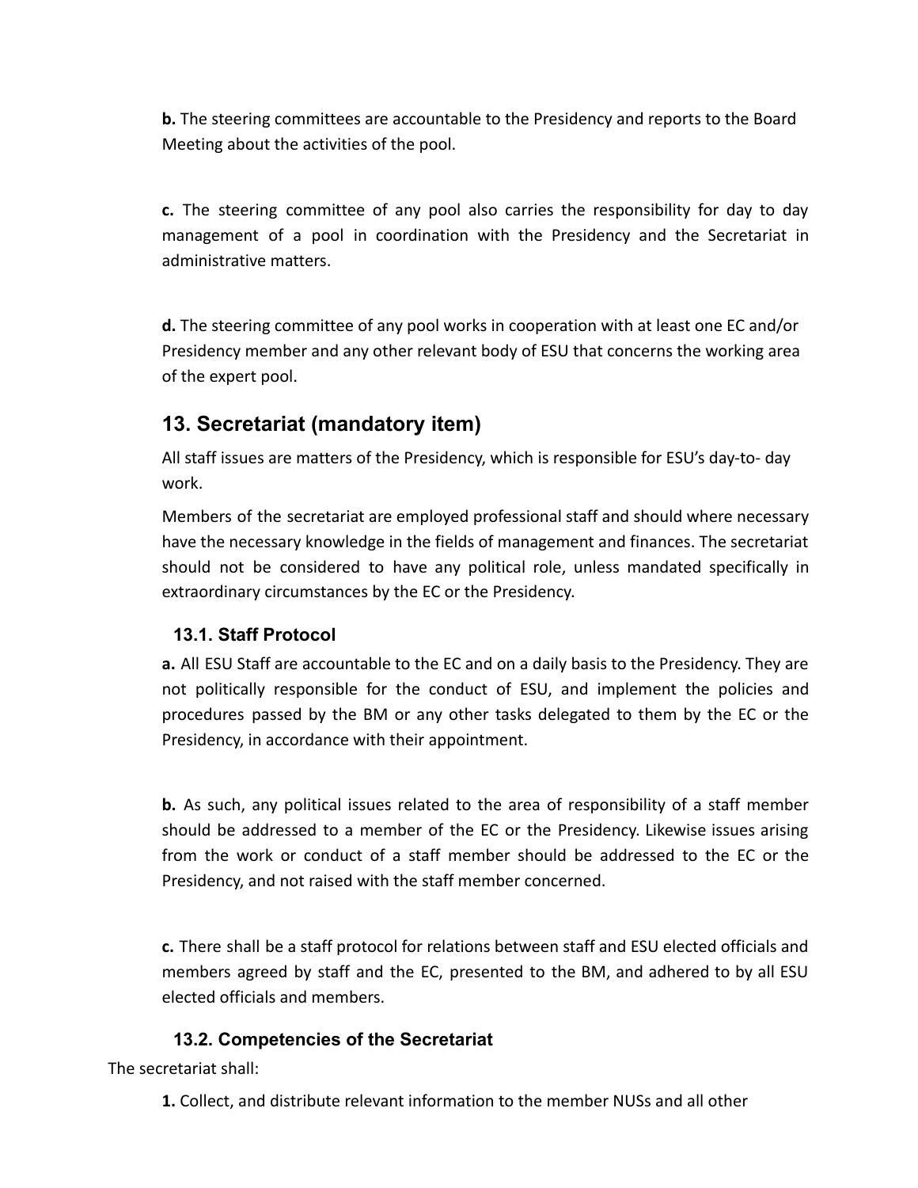**b.** The steering committees are accountable to the Presidency and reports to the Board Meeting about the activities of the pool.

**c.** The steering committee of any pool also carries the responsibility for day to day management of a pool in coordination with the Presidency and the Secretariat in administrative matters.

**d.** The steering committee of any pool works in cooperation with at least one EC and/or Presidency member and any other relevant body of ESU that concerns the working area of the expert pool.

## 13. Secretariat (mandatory item)

All staff issues are matters of the Presidency, which is responsible for ESU's day-to- day work.

Members of the secretariat are employed professional staff and should where necessary have the necessary knowledge in the fields of management and finances. The secretariat should not be considered to have any political role, unless mandated specifically in extraordinary circumstances by the EC or the Presidency.

### 13.1. Staff Protocol

**a.** All ESU Staff are accountable to the EC and on a daily basis to the Presidency. They are not politically responsible for the conduct of ESU, and implement the policies and procedures passed by the BM or any other tasks delegated to them by the EC or the Presidency, in accordance with their appointment.

**b.** As such, any political issues related to the area of responsibility of a staff member should be addressed to a member of the EC or the Presidency. Likewise issues arising from the work or conduct of a staff member should be addressed to the EC or the Presidency, and not raised with the staff member concerned.

**c.** There shall be a staff protocol for relations between staff and ESU elected officials and members agreed by staff and the EC, presented to the BM, and adhered to by all ESU elected officials and members.

### 13.2. Competencies of the Secretariat

The secretariat shall:

**1.** Collect, and distribute relevant information to the member NUSs and all other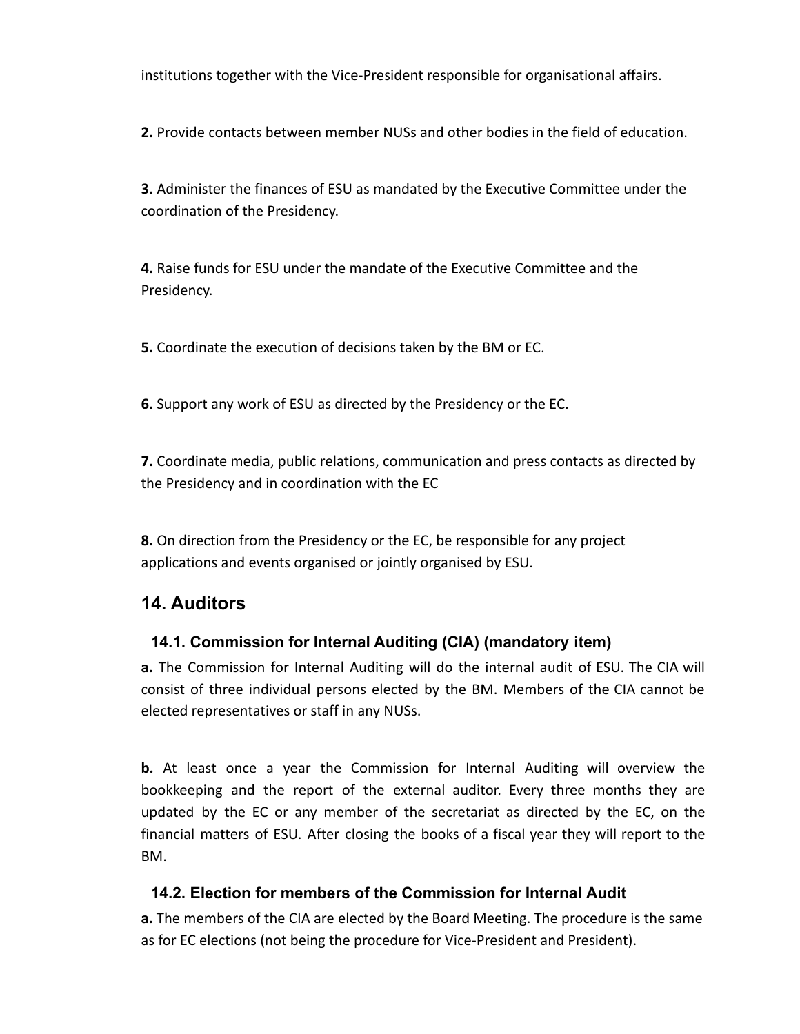institutions together with the Vice-President responsible for organisational affairs.

**2.** Provide contacts between member NUSs and other bodies in the field of education.

**3.** Administer the finances of ESU as mandated by the Executive Committee under the coordination of the Presidency.

**4.** Raise funds for ESU under the mandate of the Executive Committee and the Presidency.

**5.** Coordinate the execution of decisions taken by the BM or EC.

**6.** Support any work of ESU as directed by the Presidency or the EC.

**7.** Coordinate media, public relations, communication and press contacts as directed by the Presidency and in coordination with the EC

**8.** On direction from the Presidency or the EC, be responsible for any project applications and events organised or jointly organised by ESU.

## 14. Auditors

### 14.1. Commission for Internal Auditing (CIA) (mandatory item)

**a.** The Commission for Internal Auditing will do the internal audit of ESU. The CIA will consist of three individual persons elected by the BM. Members of the CIA cannot be elected representatives or staff in any NUSs.

**b.** At least once a year the Commission for Internal Auditing will overview the bookkeeping and the report of the external auditor. Every three months they are updated by the EC or any member of the secretariat as directed by the EC, on the financial matters of ESU. After closing the books of a fiscal year they will report to the BM.

### 14.2. Election for members of the Commission for Internal Audit

**a.** The members of the CIA are elected by the Board Meeting. The procedure is the same as for EC elections (not being the procedure for Vice-President and President).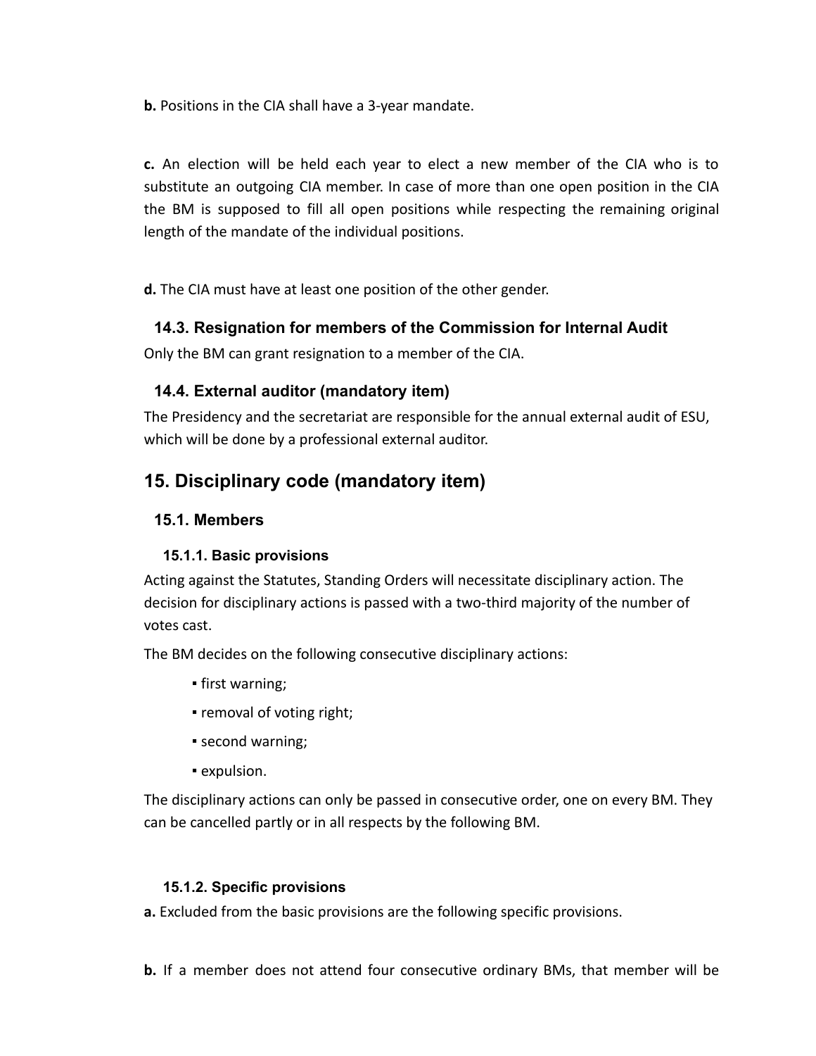**b.** Positions in the CIA shall have a 3-year mandate.

**c.** An election will be held each year to elect a new member of the CIA who is to substitute an outgoing CIA member. In case of more than one open position in the CIA the BM is supposed to fill all open positions while respecting the remaining original length of the mandate of the individual positions.

**d.** The CIA must have at least one position of the other gender.

### 14.3. Resignation for members of the Commission for Internal Audit

Only the BM can grant resignation to a member of the CIA.

### 14.4. External auditor (mandatory item)

The Presidency and the secretariat are responsible for the annual external audit of ESU, which will be done by a professional external auditor.

## 15. Disciplinary code (mandatory item)

### 15.1. Members

#### 15.1.1. Basic provisions

Acting against the Statutes, Standing Orders will necessitate disciplinary action. The decision for disciplinary actions is passed with a two-third majority of the number of votes cast.

The BM decides on the following consecutive disciplinary actions:

- first warning;
- removal of voting right;
- second warning;
- expulsion.

The disciplinary actions can only be passed in consecutive order, one on every BM. They can be cancelled partly or in all respects by the following BM.

#### 15.1.2. Specific provisions

**a.** Excluded from the basic provisions are the following specific provisions.

**b.** If a member does not attend four consecutive ordinary BMs, that member will be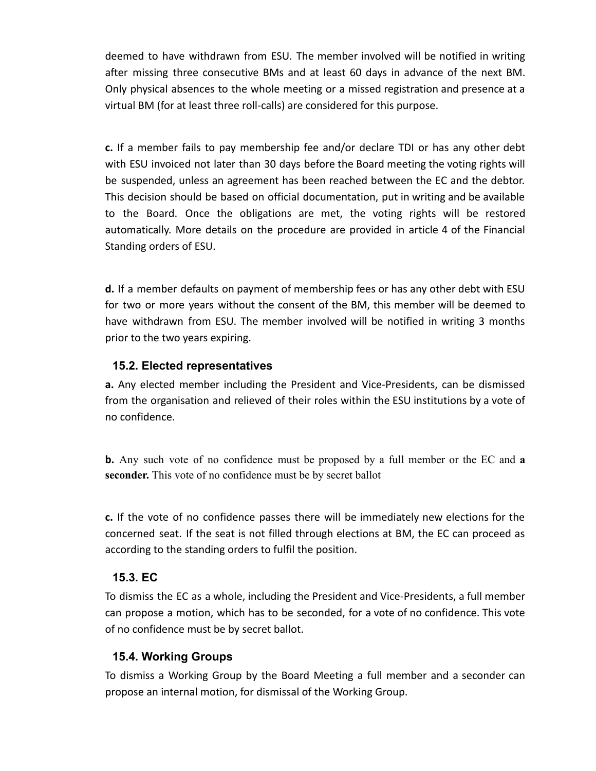deemed to have withdrawn from ESU. The member involved will be notified in writing after missing three consecutive BMs and at least 60 days in advance of the next BM. Only physical absences to the whole meeting or a missed registration and presence at a virtual BM (for at least three roll-calls) are considered for this purpose.

**c.** If a member fails to pay membership fee and/or declare TDI or has any other debt with ESU invoiced not later than 30 days before the Board meeting the voting rights will be suspended, unless an agreement has been reached between the EC and the debtor. This decision should be based on official documentation, put in writing and be available to the Board. Once the obligations are met, the voting rights will be restored automatically. More details on the procedure are provided in article 4 of the Financial Standing orders of ESU.

**d.** If a member defaults on payment of membership fees or has any other debt with ESU for two or more years without the consent of the BM, this member will be deemed to have withdrawn from ESU. The member involved will be notified in writing 3 months prior to the two years expiring.

### 15.2. Elected representatives

**a.** Any elected member including the President and Vice-Presidents, can be dismissed from the organisation and relieved of their roles within the ESU institutions by a vote of no confidence.

**b.** Any such vote of no confidence must be proposed by a full member or the EC and **a seconder.** This vote of no confidence must be by secret ballot

**c.** If the vote of no confidence passes there will be immediately new elections for the concerned seat. If the seat is not filled through elections at BM, the EC can proceed as according to the standing orders to fulfil the position.

### 15.3. EC

To dismiss the EC as a whole, including the President and Vice-Presidents, a full member can propose a motion, which has to be seconded, for a vote of no confidence. This vote of no confidence must be by secret ballot.

### 15.4. Working Groups

To dismiss a Working Group by the Board Meeting a full member and a seconder can propose an internal motion, for dismissal of the Working Group.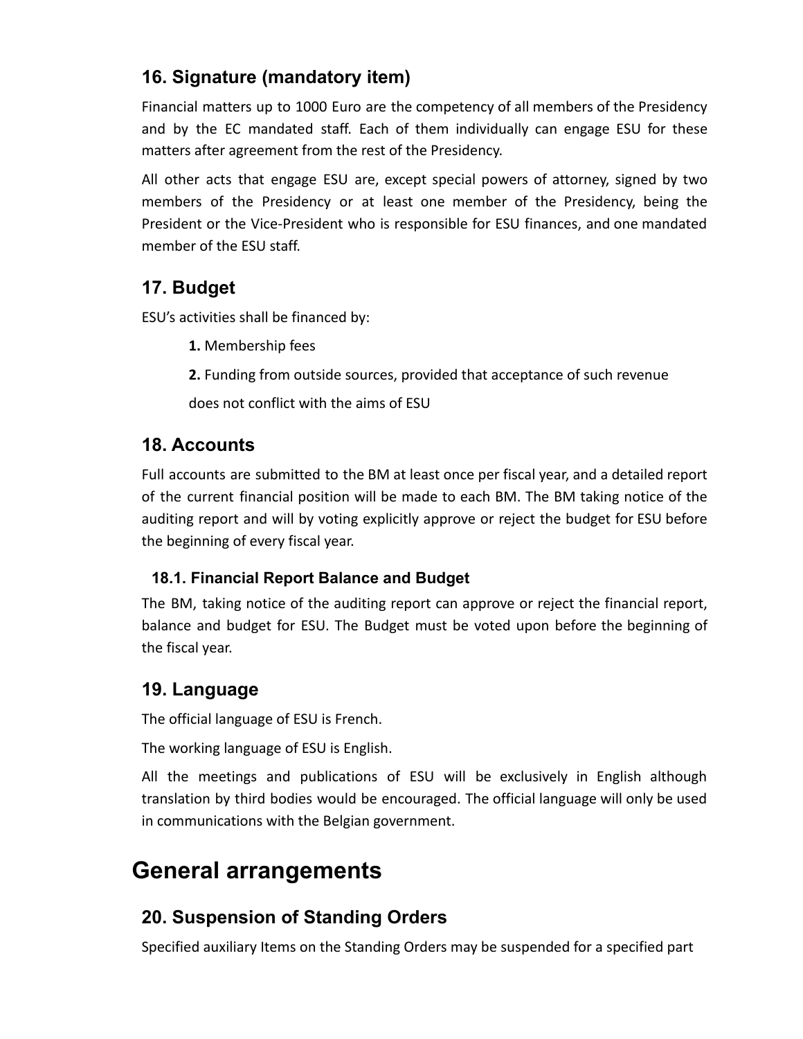## 16. Signature (mandatory item)

Financial matters up to 1000 Euro are the competency of all members of the Presidency and by the EC mandated staff. Each of them individually can engage ESU for these matters after agreement from the rest of the Presidency.

All other acts that engage ESU are, except special powers of attorney, signed by two members of the Presidency or at least one member of the Presidency, being the President or the Vice-President who is responsible for ESU finances, and one mandated member of the ESU staff.

## 17. Budget

ESU's activities shall be financed by:

**1.** Membership fees

**2.** Funding from outside sources, provided that acceptance of such revenue does not conflict with the aims of ESU

## 18. Accounts

Full accounts are submitted to the BM at least once per fiscal year, and a detailed report of the current financial position will be made to each BM. The BM taking notice of the auditing report and will by voting explicitly approve or reject the budget for ESU before the beginning of every fiscal year.

### 18.1. Financial Report Balance and Budget

The BM, taking notice of the auditing report can approve or reject the financial report, balance and budget for ESU. The Budget must be voted upon before the beginning of the fiscal year.

## 19. Language

The official language of ESU is French.

The working language of ESU is English.

All the meetings and publications of ESU will be exclusively in English although translation by third bodies would be encouraged. The official language will only be used in communications with the Belgian government.

# General arrangements

## 20. Suspension of Standing Orders

Specified auxiliary Items on the Standing Orders may be suspended for a specified part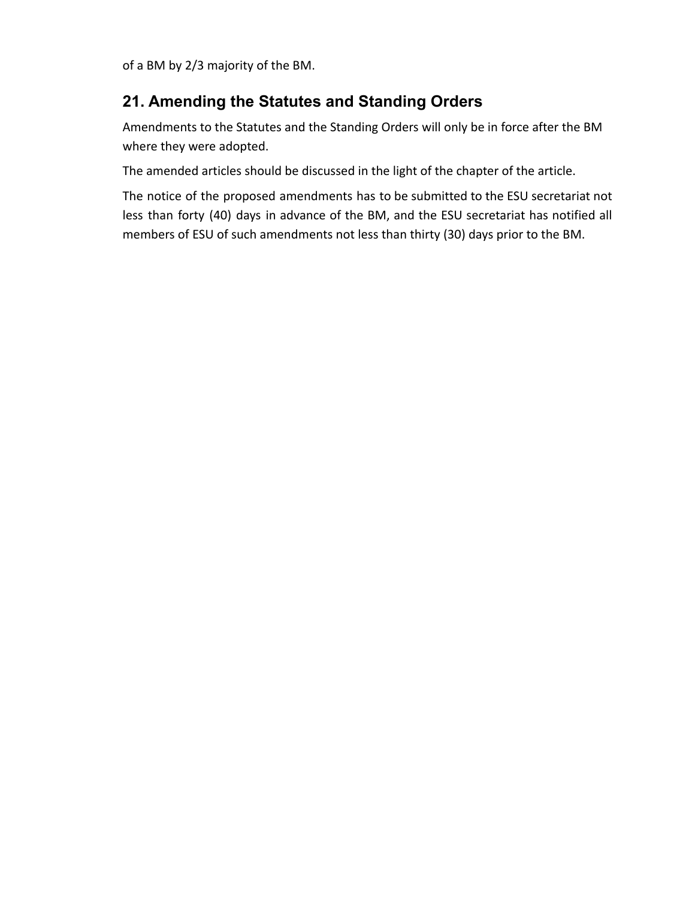of a BM by 2/3 majority of the BM.

## 21. Amending the Statutes and Standing Orders

Amendments to the Statutes and the Standing Orders will only be in force after the BM where they were adopted.

The amended articles should be discussed in the light of the chapter of the article.

The notice of the proposed amendments has to be submitted to the ESU secretariat not less than forty (40) days in advance of the BM, and the ESU secretariat has notified all members of ESU of such amendments not less than thirty (30) days prior to the BM.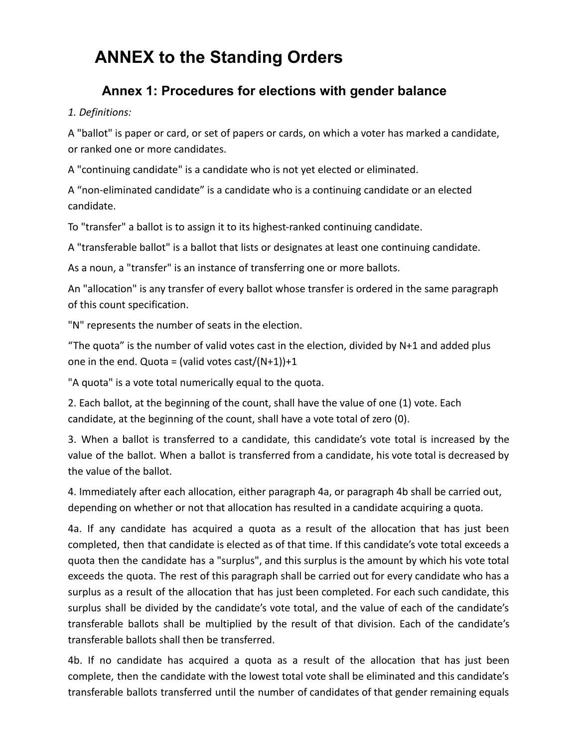# ANNEX to the Standing Orders

## Annex 1: Procedures for elections with gender balance

*1. Definitions:*

A "ballot" is paper or card, or set of papers or cards, on which a voter has marked a candidate, or ranked one or more candidates.

A "continuing candidate" is a candidate who is not yet elected or eliminated.

A “non-eliminated candidate” is a candidate who is a continuing candidate or an elected candidate.

To "transfer" a ballot is to assign it to its highest-ranked continuing candidate.

A "transferable ballot" is a ballot that lists or designates at least one continuing candidate.

As a noun, a "transfer" is an instance of transferring one or more ballots.

An "allocation" is any transfer of every ballot whose transfer is ordered in the same paragraph of this count specification.

"N" represents the number of seats in the election.

“The quota” is the number of valid votes cast in the election, divided by N+1 and added plus one in the end. Quota = (valid votes cast/(N+1))+1

"A quota" is a vote total numerically equal to the quota.

2. Each ballot, at the beginning of the count, shall have the value of one (1) vote. Each candidate, at the beginning of the count, shall have a vote total of zero (0).

3. When a ballot is transferred to a candidate, this candidate’s vote total is increased by the value of the ballot. When a ballot is transferred from a candidate, his vote total is decreased by the value of the ballot.

4. Immediately after each allocation, either paragraph 4a, or paragraph 4b shall be carried out, depending on whether or not that allocation has resulted in a candidate acquiring a quota.

4a. If any candidate has acquired a quota as a result of the allocation that has just been completed, then that candidate is elected as of that time. If this candidate’s vote total exceeds a quota then the candidate has a "surplus", and this surplus is the amount by which his vote total exceeds the quota. The rest of this paragraph shall be carried out for every candidate who has a surplus as a result of the allocation that has just been completed. For each such candidate, this surplus shall be divided by the candidate’s vote total, and the value of each of the candidate’s transferable ballots shall be multiplied by the result of that division. Each of the candidate’s transferable ballots shall then be transferred.

4b. If no candidate has acquired a quota as a result of the allocation that has just been complete, then the candidate with the lowest total vote shall be eliminated and this candidate’s transferable ballots transferred until the number of candidates of that gender remaining equals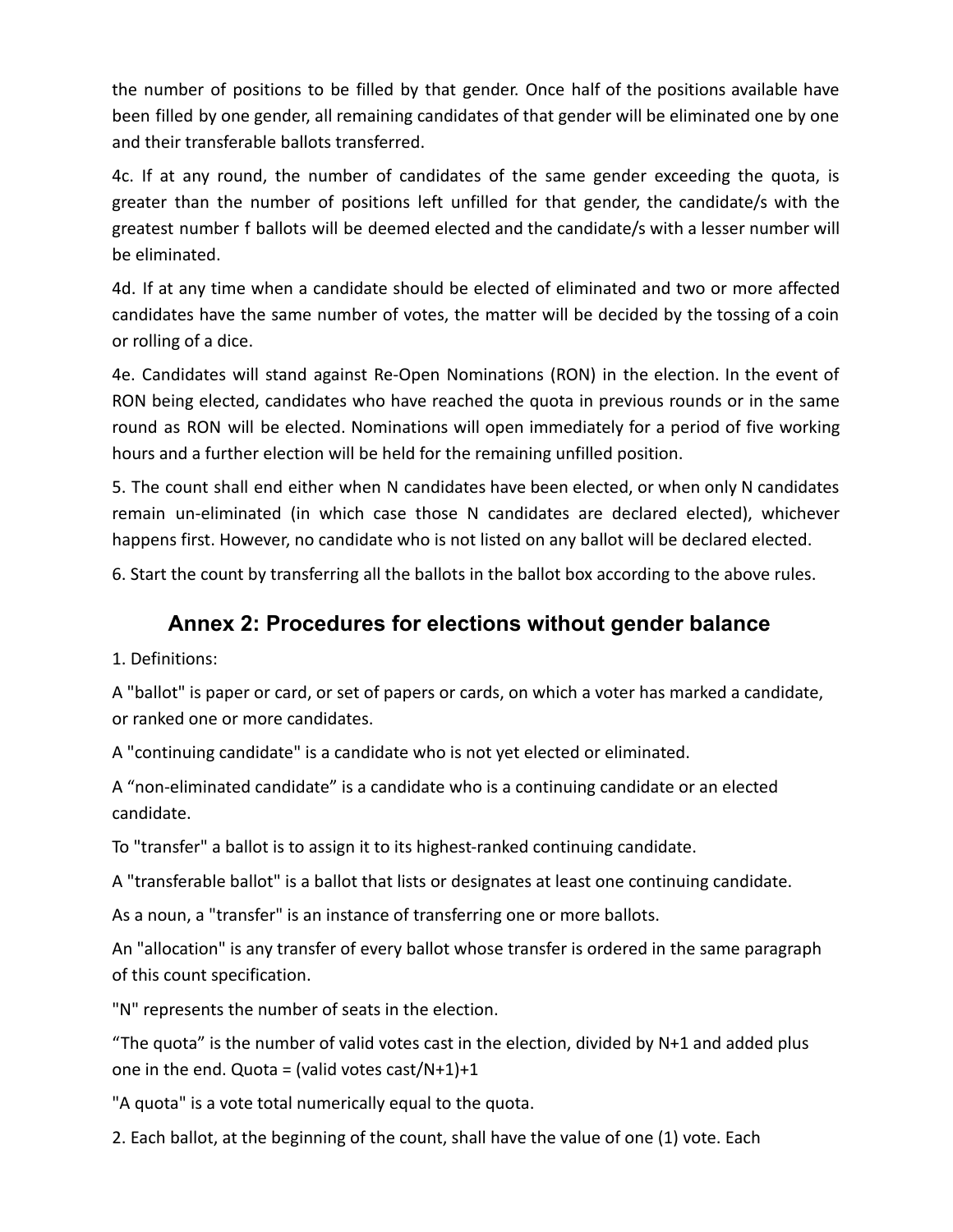the number of positions to be filled by that gender. Once half of the positions available have been filled by one gender, all remaining candidates of that gender will be eliminated one by one and their transferable ballots transferred.

4c. If at any round, the number of candidates of the same gender exceeding the quota, is greater than the number of positions left unfilled for that gender, the candidate/s with the greatest number f ballots will be deemed elected and the candidate/s with a lesser number will be eliminated.

4d. If at any time when a candidate should be elected of eliminated and two or more affected candidates have the same number of votes, the matter will be decided by the tossing of a coin or rolling of a dice.

4e. Candidates will stand against Re-Open Nominations (RON) in the election. In the event of RON being elected, candidates who have reached the quota in previous rounds or in the same round as RON will be elected. Nominations will open immediately for a period of five working hours and a further election will be held for the remaining unfilled position.

5. The count shall end either when N candidates have been elected, or when only N candidates remain un-eliminated (in which case those N candidates are declared elected), whichever happens first. However, no candidate who is not listed on any ballot will be declared elected.

6. Start the count by transferring all the ballots in the ballot box according to the above rules.

## Annex 2: Procedures for elections without gender balance

1. Definitions:

A "ballot" is paper or card, or set of papers or cards, on which a voter has marked a candidate, or ranked one or more candidates.

A "continuing candidate" is a candidate who is not yet elected or eliminated.

A “non-eliminated candidate” is a candidate who is a continuing candidate or an elected candidate.

To "transfer" a ballot is to assign it to its highest-ranked continuing candidate.

A "transferable ballot" is a ballot that lists or designates at least one continuing candidate.

As a noun, a "transfer" is an instance of transferring one or more ballots.

An "allocation" is any transfer of every ballot whose transfer is ordered in the same paragraph of this count specification.

"N" represents the number of seats in the election.

“The quota” is the number of valid votes cast in the election, divided by N+1 and added plus one in the end. Quota = (valid votes cast/N+1)+1

"A quota" is a vote total numerically equal to the quota.

2. Each ballot, at the beginning of the count, shall have the value of one (1) vote. Each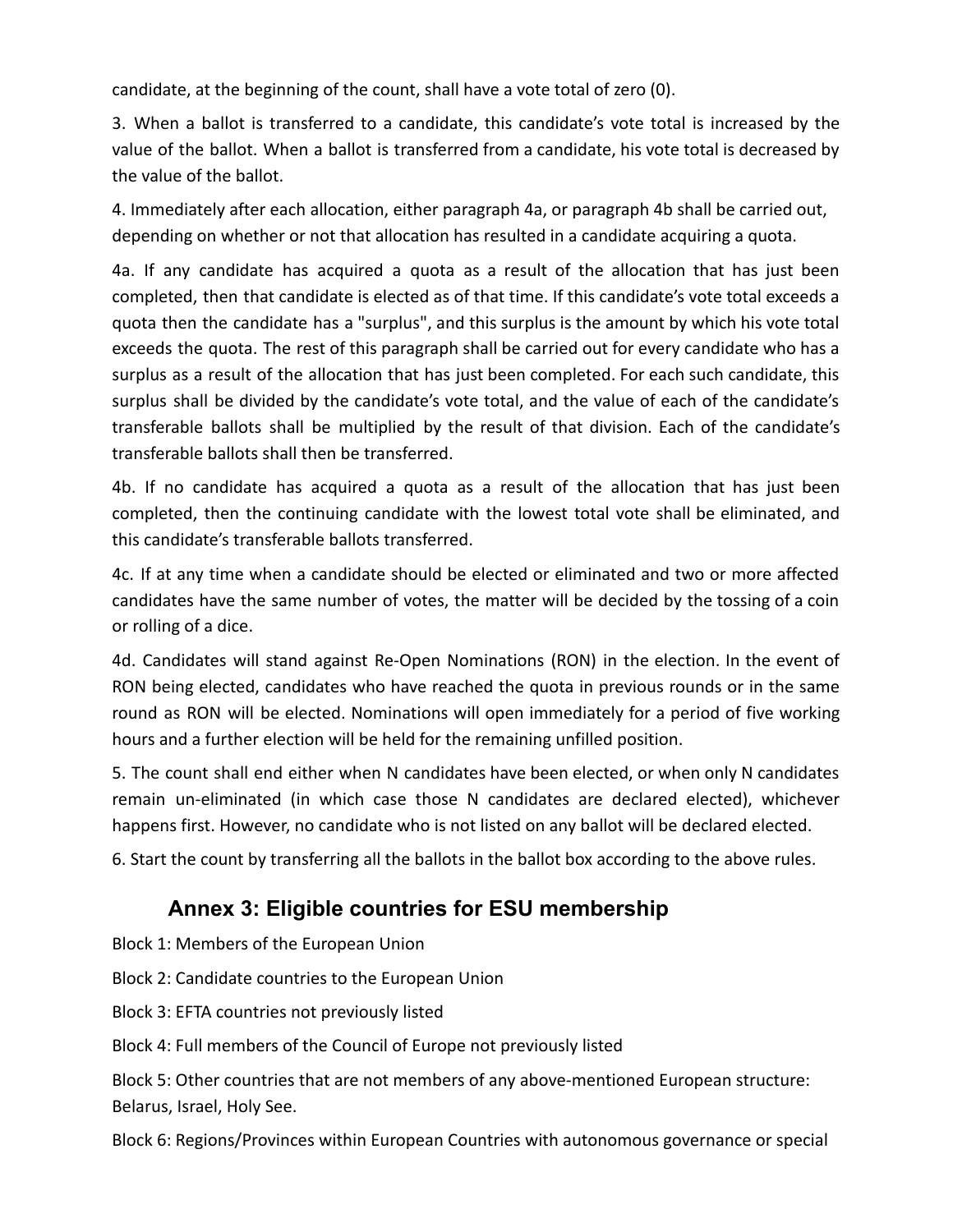candidate, at the beginning of the count, shall have a vote total of zero (0).

3. When a ballot is transferred to a candidate, this candidate's vote total is increased by the value of the ballot. When a ballot is transferred from a candidate, his vote total is decreased by the value of the ballot.

4. Immediately after each allocation, either paragraph 4a, or paragraph 4b shall be carried out, depending on whether or not that allocation has resulted in a candidate acquiring a quota.

4a. If any candidate has acquired a quota as a result of the allocation that has just been completed, then that candidate is elected as of that time. If this candidate's vote total exceeds a quota then the candidate has a "surplus", and this surplus is the amount by which his vote total exceeds the quota. The rest of this paragraph shall be carried out for every candidate who has a surplus as a result of the allocation that has just been completed. For each such candidate, this surplus shall be divided by the candidate's vote total, and the value of each of the candidate's transferable ballots shall be multiplied by the result of that division. Each of the candidate's transferable ballots shall then be transferred.

4b. If no candidate has acquired a quota as a result of the allocation that has just been completed, then the continuing candidate with the lowest total vote shall be eliminated, and this candidate's transferable ballots transferred.

4c. If at any time when a candidate should be elected or eliminated and two or more affected candidates have the same number of votes, the matter will be decided by the tossing of a coin or rolling of a dice.

4d. Candidates will stand against Re-Open Nominations (RON) in the election. In the event of RON being elected, candidates who have reached the quota in previous rounds or in the same round as RON will be elected. Nominations will open immediately for a period of five working hours and a further election will be held for the remaining unfilled position.

5. The count shall end either when N candidates have been elected, or when only N candidates remain un-eliminated (in which case those N candidates are declared elected), whichever happens first. However, no candidate who is not listed on any ballot will be declared elected.

6. Start the count by transferring all the ballots in the ballot box according to the above rules.

## Annex 3: Eligible countries for ESU membership

Block 1: Members of the European Union

Block 2: Candidate countries to the European Union

Block 3: EFTA countries not previously listed

Block 4: Full members of the Council of Europe not previously listed

Block 5: Other countries that are not members of any above-mentioned European structure: Belarus, Israel, Holy See.

Block 6: Regions/Provinces within European Countries with autonomous governance or special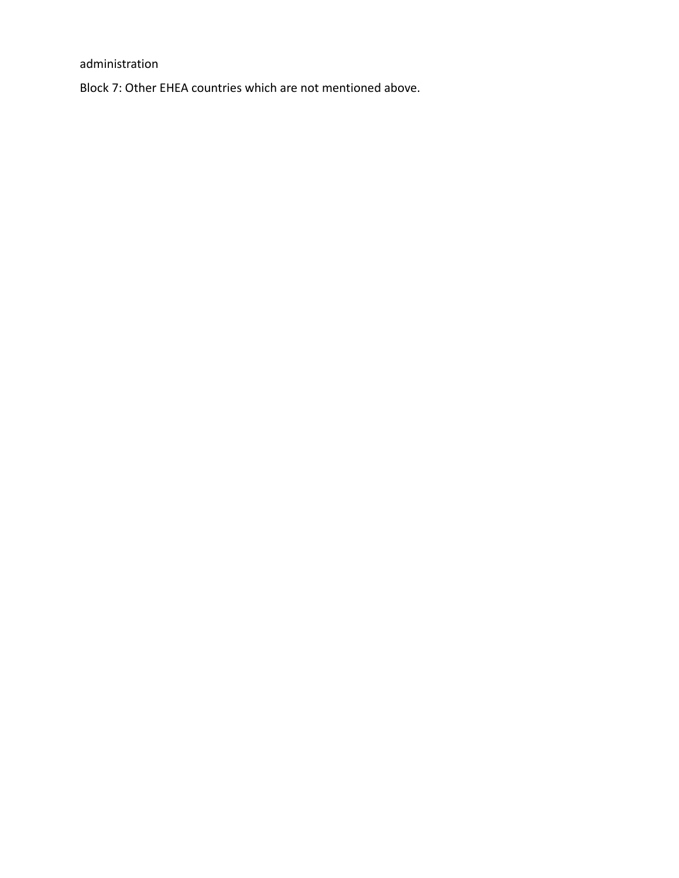administration

Block 7: Other EHEA countries which are not mentioned above.